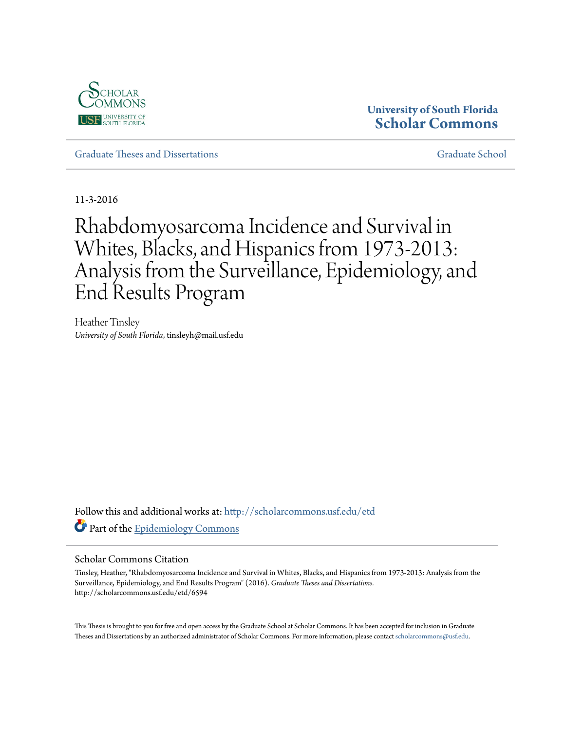University of South Florida
Scholar Commons

Graduate Theses and Dissertations

Graduate School

11-3-2016

# Rhabdomyosarcoma Incidence and Survival in Whites, Blacks, and Hispanics from 1973-2013: Analysis from the Surveillance, Epidemiology, and End Results Program

Heather Tinsley
*University of South Florida*, tinsleyh@mail.usf.edu

Follow this and additional works at: http://scholarcommons.usf.edu/etd

Part of the Epidemiology Commons

## Scholar Commons Citation

Tinsley, Heather, "Rhabdomyosarcoma Incidence and Survival in Whites, Blacks, and Hispanics from 1973-2013: Analysis from the Surveillance, Epidemiology, and End Results Program" (2016). *Graduate Theses and Dissertations.* http://scholarcommons.usf.edu/etd/6594

This Thesis is brought to you for free and open access by the Graduate School at Scholar Commons. It has been accepted for inclusion in Graduate Theses and Dissertations by an authorized administrator of Scholar Commons. For more information, please contact scholarcommons@usf.edu.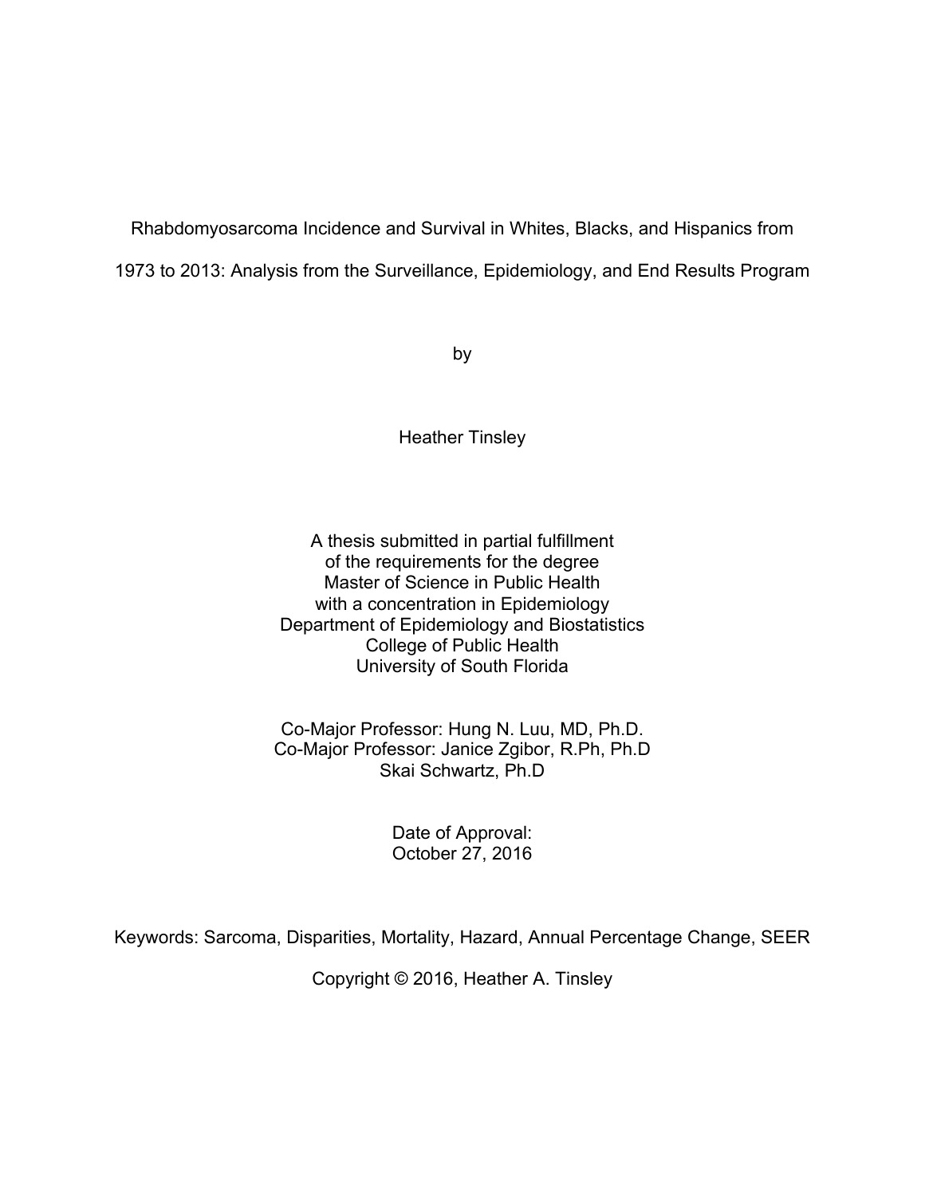Rhabdomyosarcoma Incidence and Survival in Whites, Blacks, and Hispanics from 1973 to 2013: Analysis from the Surveillance, Epidemiology, and End Results Program

by

Heather Tinsley

A thesis submitted in partial fulfillment
of the requirements for the degree
Master of Science in Public Health
with a concentration in Epidemiology
Department of Epidemiology and Biostatistics
College of Public Health
University of South Florida

Co-Major Professor: Hung N. Luu, MD, Ph.D.
Co-Major Professor: Janice Zgibor, R.Ph, Ph.D
Skai Schwartz, Ph.D

Date of Approval:
October 27, 2016

Keywords: Sarcoma, Disparities, Mortality, Hazard, Annual Percentage Change, SEER

Copyright © 2016, Heather A. Tinsley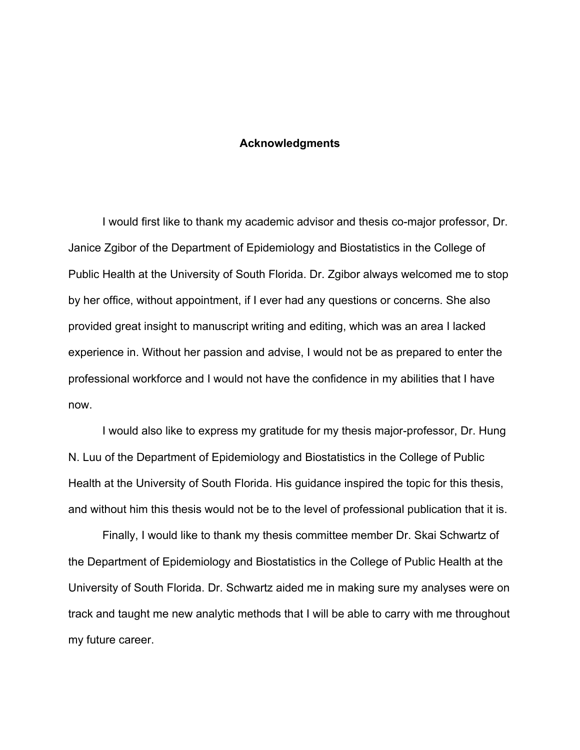# Acknowledgments

I would first like to thank my academic advisor and thesis co-major professor, Dr. Janice Zgibor of the Department of Epidemiology and Biostatistics in the College of Public Health at the University of South Florida. Dr. Zgibor always welcomed me to stop by her office, without appointment, if I ever had any questions or concerns. She also provided great insight to manuscript writing and editing, which was an area I lacked experience in. Without her passion and advise, I would not be as prepared to enter the professional workforce and I would not have the confidence in my abilities that I have now.

I would also like to express my gratitude for my thesis major-professor, Dr. Hung N. Luu of the Department of Epidemiology and Biostatistics in the College of Public Health at the University of South Florida. His guidance inspired the topic for this thesis, and without him this thesis would not be to the level of professional publication that it is.

Finally, I would like to thank my thesis committee member Dr. Skai Schwartz of the Department of Epidemiology and Biostatistics in the College of Public Health at the University of South Florida. Dr. Schwartz aided me in making sure my analyses were on track and taught me new analytic methods that I will be able to carry with me throughout my future career.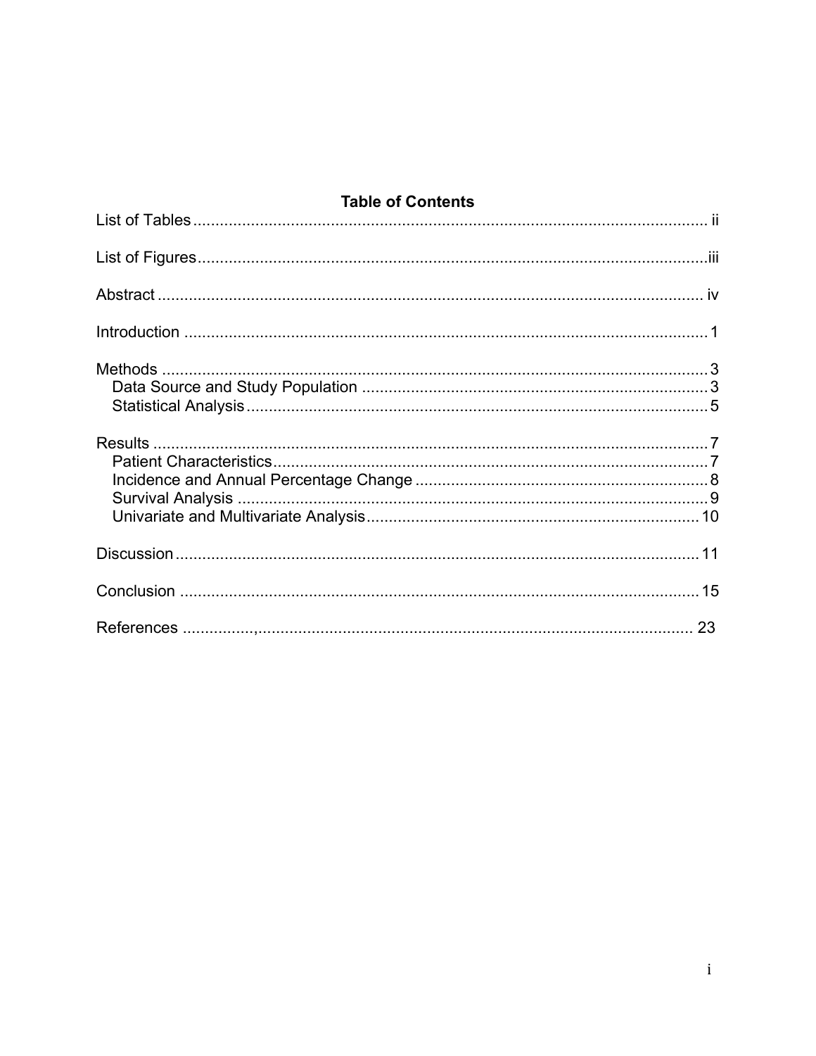# Table of Contents

List of Tables ........................................................................................................ ii

List of Figures ......................................................................................................iii

Abstract ............................................................................................................... iv

Introduction ........................................................................................................... 1

Methods ................................................................................................................. 3
  Data Source and Study Population ................................................................... 3
  Statistical Analysis .............................................................................................. 5

Results ................................................................................................................... 7
  Patient Characteristics ........................................................................................ 7
  Incidence and Annual Percentage Change ........................................................ 8
  Survival Analysis ................................................................................................. 9
  Univariate and Multivariate Analysis ................................................................ 10

Discussion ........................................................................................................... 11

Conclusion ........................................................................................................... 15

References ................,...................................................................................... 23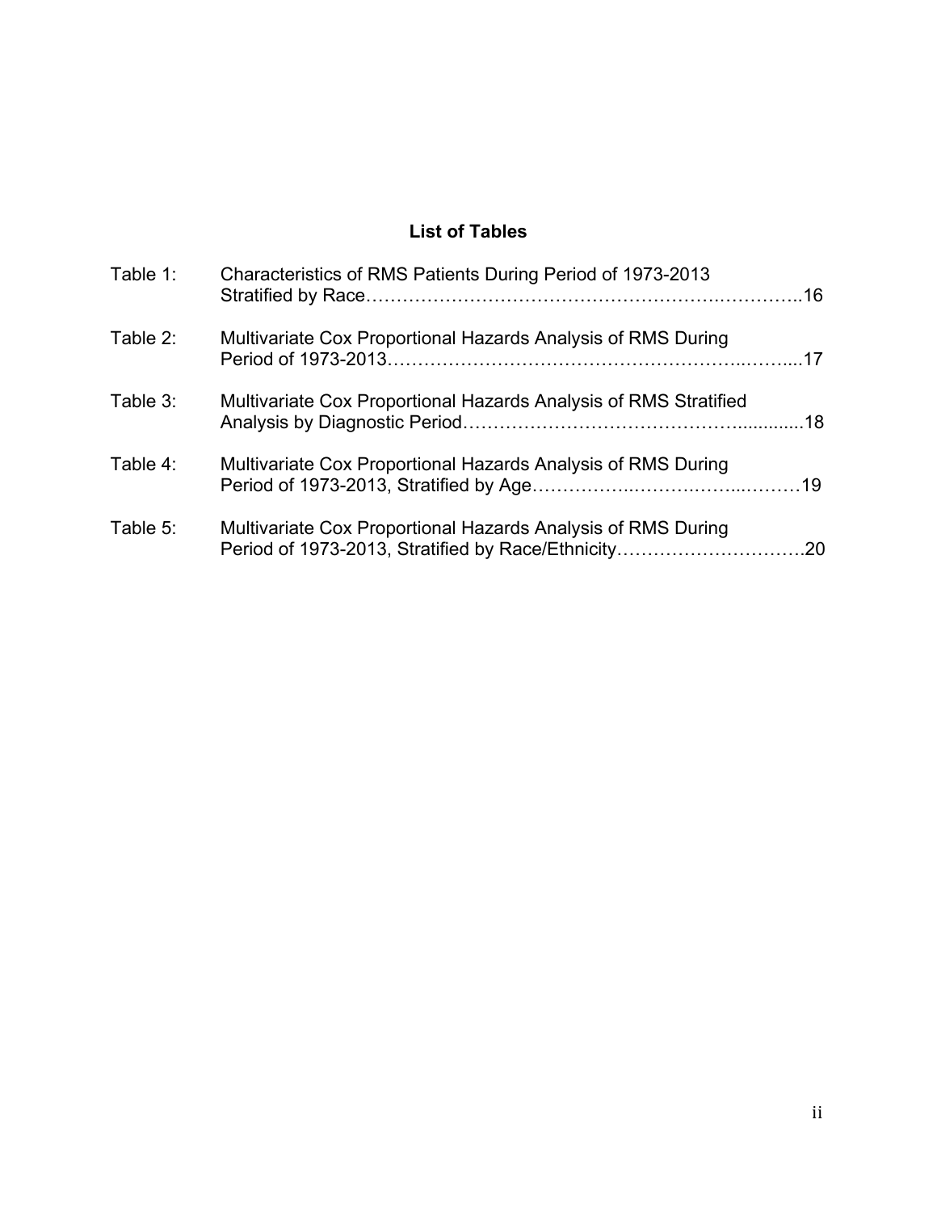## List of Tables

Table 1: Characteristics of RMS Patients During Period of 1973-2013 Stratified by Race……………………………………………….…………..16

Table 2: Multivariate Cox Proportional Hazards Analysis of RMS During Period of 1973-2013………………………………………………..……....17

Table 3: Multivariate Cox Proportional Hazards Analysis of RMS Stratified Analysis by Diagnostic Period……………………………………….............18

Table 4: Multivariate Cox Proportional Hazards Analysis of RMS During Period of 1973-2013, Stratified by Age……………..……….……...………19

Table 5: Multivariate Cox Proportional Hazards Analysis of RMS During Period of 1973-2013, Stratified by Race/Ethnicity………………………….20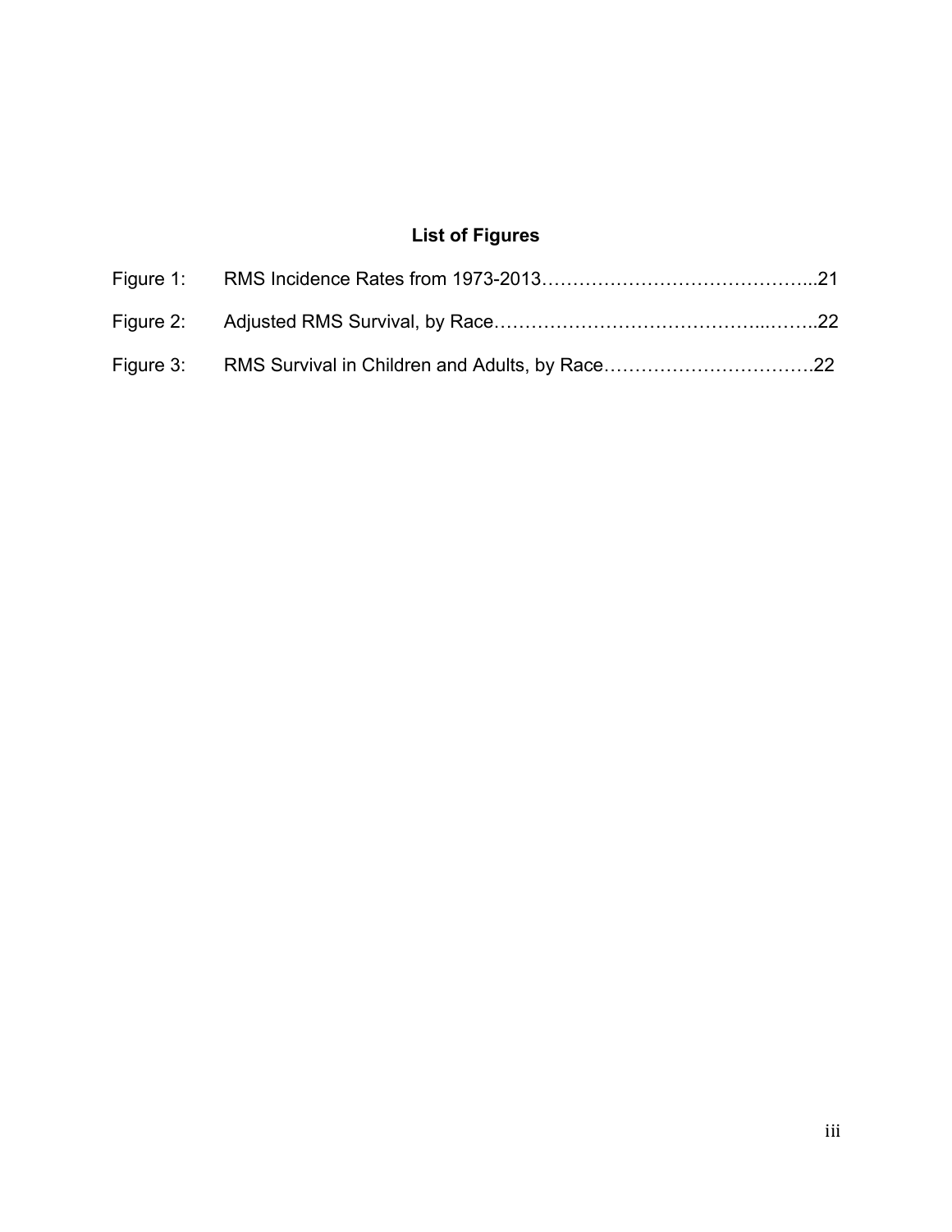## List of Figures

Figure 1: RMS Incidence Rates from 1973-2013…………………………………...21

Figure 2: Adjusted RMS Survival, by Race…………………………………..……..22

Figure 3: RMS Survival in Children and Adults, by Race…………………………….22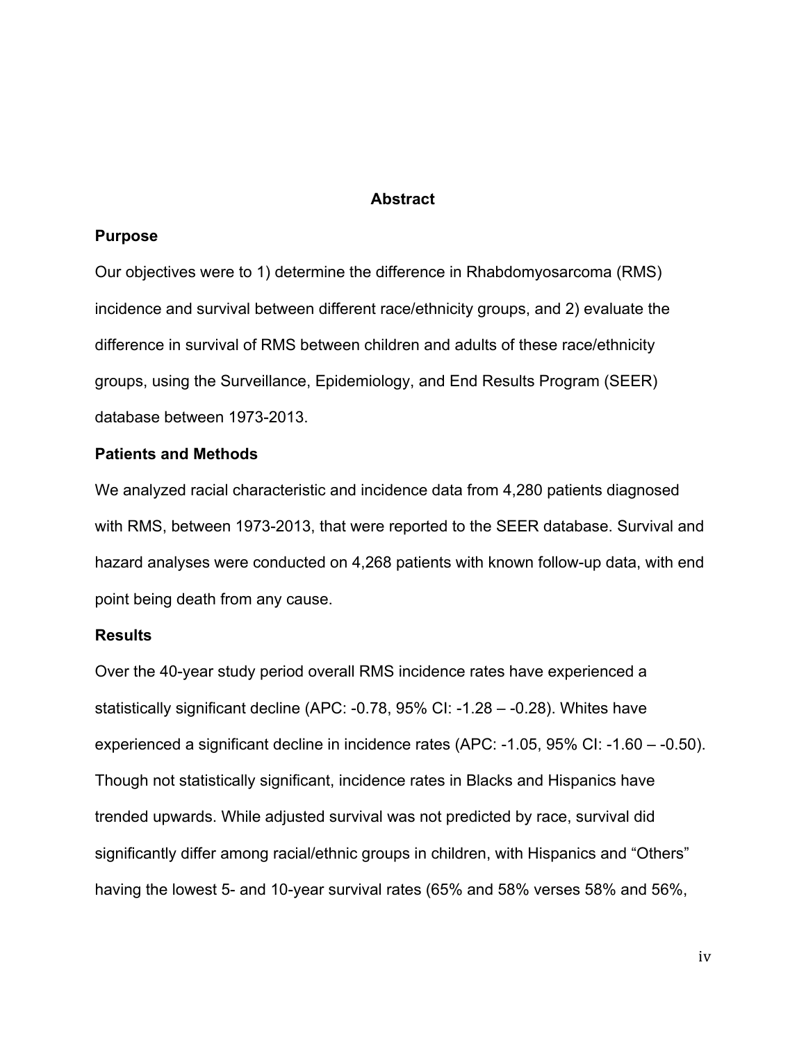## Abstract

### Purpose

Our objectives were to 1) determine the difference in Rhabdomyosarcoma (RMS) incidence and survival between different race/ethnicity groups, and 2) evaluate the difference in survival of RMS between children and adults of these race/ethnicity groups, using the Surveillance, Epidemiology, and End Results Program (SEER) database between 1973-2013.

### Patients and Methods

We analyzed racial characteristic and incidence data from 4,280 patients diagnosed with RMS, between 1973-2013, that were reported to the SEER database. Survival and hazard analyses were conducted on 4,268 patients with known follow-up data, with end point being death from any cause.

### Results

Over the 40-year study period overall RMS incidence rates have experienced a statistically significant decline (APC: -0.78, 95% CI: -1.28 – -0.28). Whites have experienced a significant decline in incidence rates (APC: -1.05, 95% CI: -1.60 – -0.50). Though not statistically significant, incidence rates in Blacks and Hispanics have trended upwards. While adjusted survival was not predicted by race, survival did significantly differ among racial/ethnic groups in children, with Hispanics and "Others" having the lowest 5- and 10-year survival rates (65% and 58% verses 58% and 56%,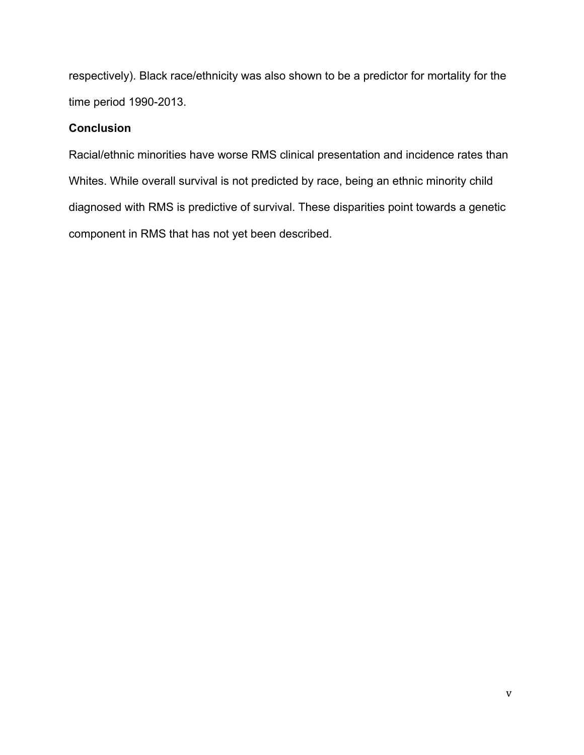respectively). Black race/ethnicity was also shown to be a predictor for mortality for the time period 1990-2013.

**Conclusion**

Racial/ethnic minorities have worse RMS clinical presentation and incidence rates than Whites. While overall survival is not predicted by race, being an ethnic minority child diagnosed with RMS is predictive of survival. These disparities point towards a genetic component in RMS that has not yet been described.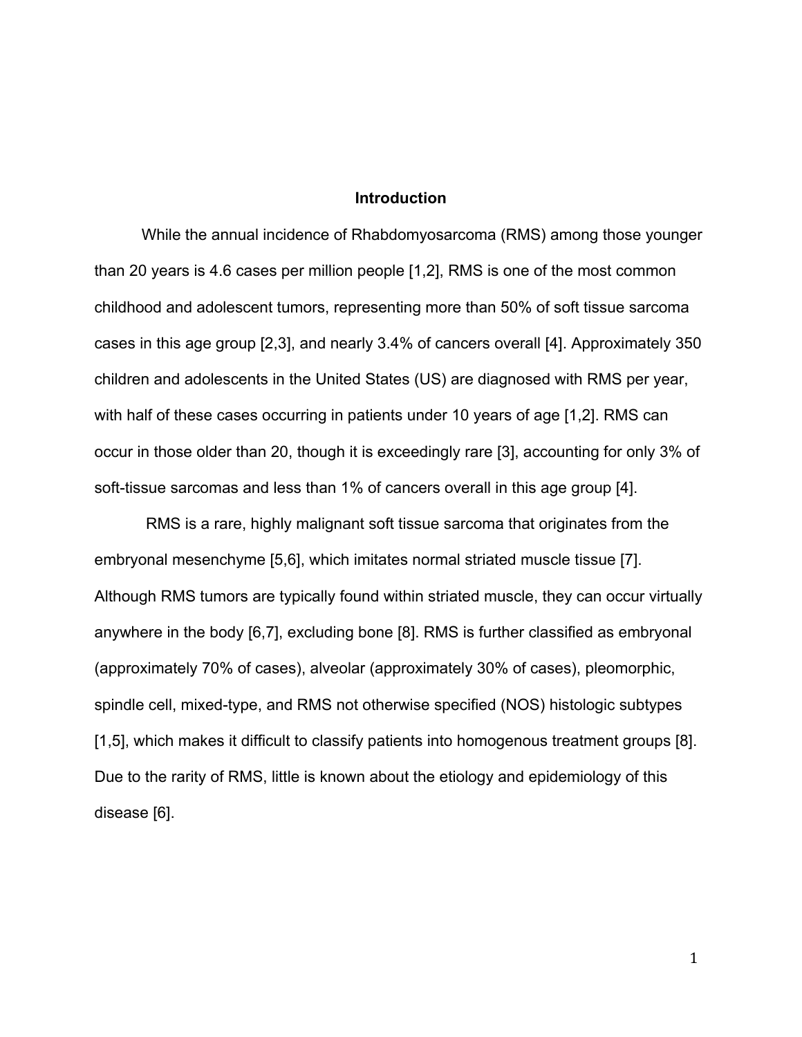## Introduction

While the annual incidence of Rhabdomyosarcoma (RMS) among those younger than 20 years is 4.6 cases per million people [1,2], RMS is one of the most common childhood and adolescent tumors, representing more than 50% of soft tissue sarcoma cases in this age group [2,3], and nearly 3.4% of cancers overall [4]. Approximately 350 children and adolescents in the United States (US) are diagnosed with RMS per year, with half of these cases occurring in patients under 10 years of age [1,2]. RMS can occur in those older than 20, though it is exceedingly rare [3], accounting for only 3% of soft-tissue sarcomas and less than 1% of cancers overall in this age group [4].

RMS is a rare, highly malignant soft tissue sarcoma that originates from the embryonal mesenchyme [5,6], which imitates normal striated muscle tissue [7]. Although RMS tumors are typically found within striated muscle, they can occur virtually anywhere in the body [6,7], excluding bone [8]. RMS is further classified as embryonal (approximately 70% of cases), alveolar (approximately 30% of cases), pleomorphic, spindle cell, mixed-type, and RMS not otherwise specified (NOS) histologic subtypes [1,5], which makes it difficult to classify patients into homogenous treatment groups [8]. Due to the rarity of RMS, little is known about the etiology and epidemiology of this disease [6].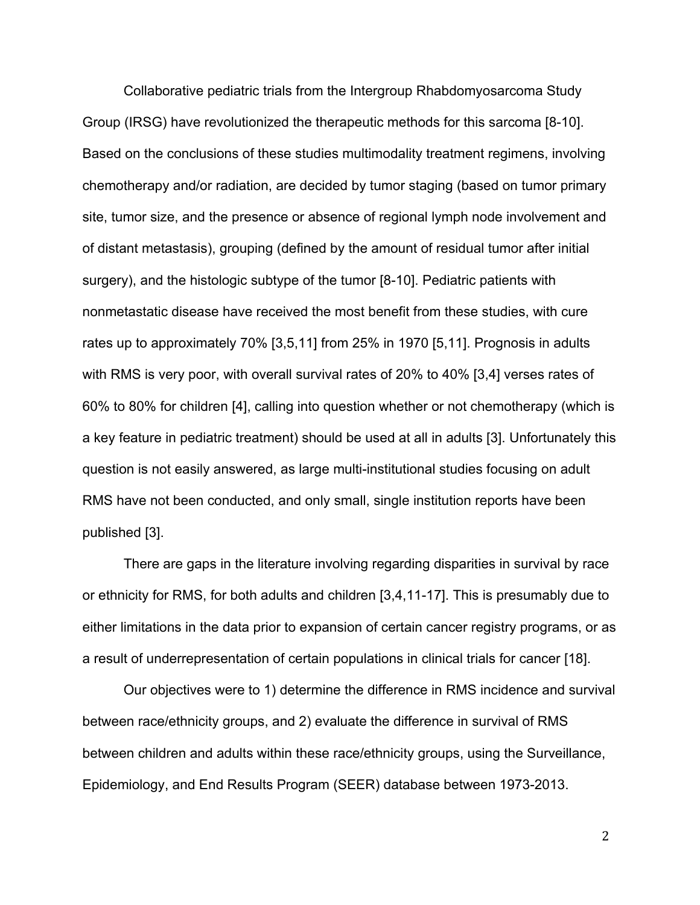Collaborative pediatric trials from the Intergroup Rhabdomyosarcoma Study Group (IRSG) have revolutionized the therapeutic methods for this sarcoma [8-10]. Based on the conclusions of these studies multimodality treatment regimens, involving chemotherapy and/or radiation, are decided by tumor staging (based on tumor primary site, tumor size, and the presence or absence of regional lymph node involvement and of distant metastasis), grouping (defined by the amount of residual tumor after initial surgery), and the histologic subtype of the tumor [8-10]. Pediatric patients with nonmetastatic disease have received the most benefit from these studies, with cure rates up to approximately 70% [3,5,11] from 25% in 1970 [5,11]. Prognosis in adults with RMS is very poor, with overall survival rates of 20% to 40% [3,4] verses rates of 60% to 80% for children [4], calling into question whether or not chemotherapy (which is a key feature in pediatric treatment) should be used at all in adults [3]. Unfortunately this question is not easily answered, as large multi-institutional studies focusing on adult RMS have not been conducted, and only small, single institution reports have been published [3].

There are gaps in the literature involving regarding disparities in survival by race or ethnicity for RMS, for both adults and children [3,4,11-17]. This is presumably due to either limitations in the data prior to expansion of certain cancer registry programs, or as a result of underrepresentation of certain populations in clinical trials for cancer [18].

Our objectives were to 1) determine the difference in RMS incidence and survival between race/ethnicity groups, and 2) evaluate the difference in survival of RMS between children and adults within these race/ethnicity groups, using the Surveillance, Epidemiology, and End Results Program (SEER) database between 1973-2013.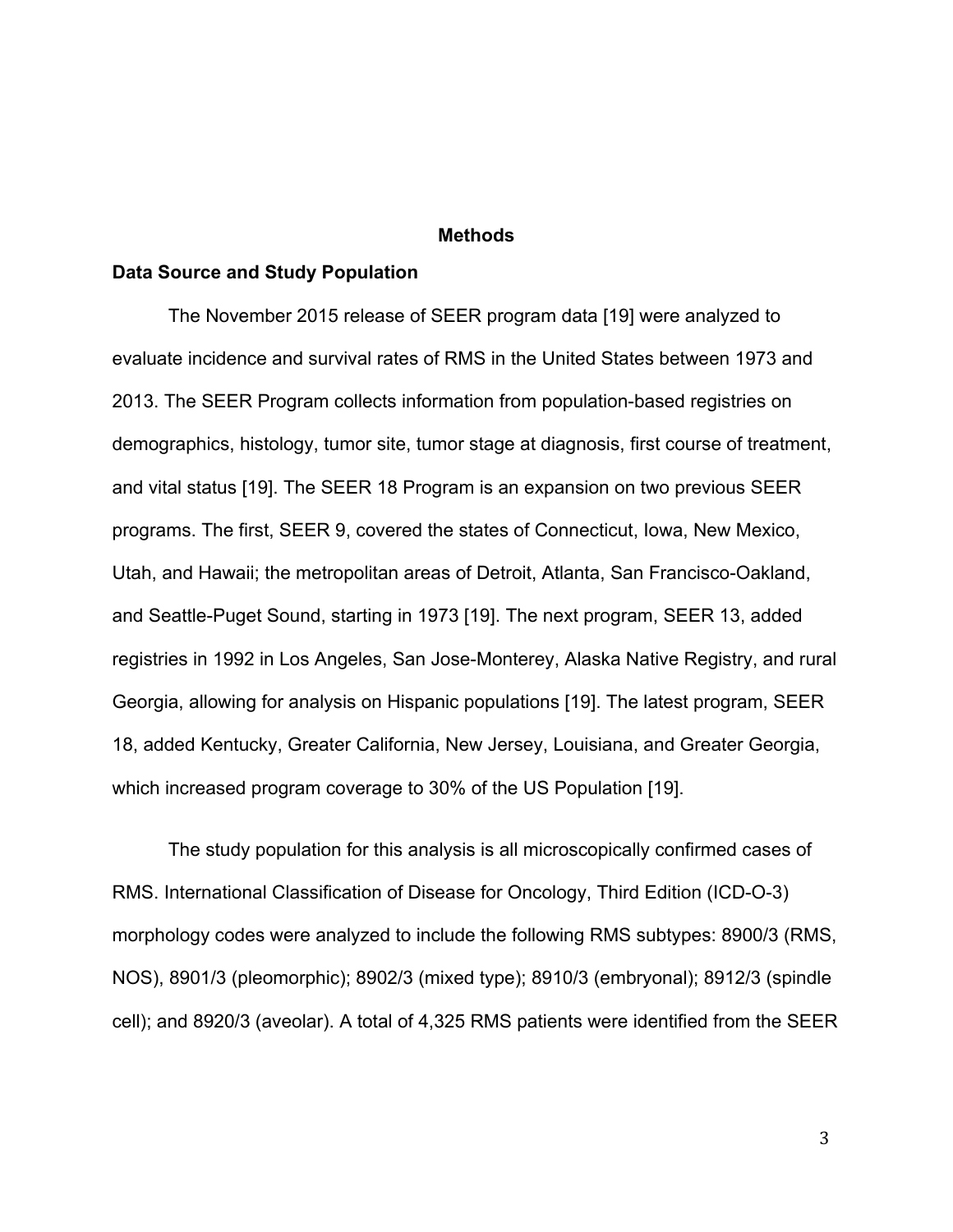## Methods

### Data Source and Study Population

The November 2015 release of SEER program data [19] were analyzed to evaluate incidence and survival rates of RMS in the United States between 1973 and 2013. The SEER Program collects information from population-based registries on demographics, histology, tumor site, tumor stage at diagnosis, first course of treatment, and vital status [19]. The SEER 18 Program is an expansion on two previous SEER programs. The first, SEER 9, covered the states of Connecticut, Iowa, New Mexico, Utah, and Hawaii; the metropolitan areas of Detroit, Atlanta, San Francisco-Oakland, and Seattle-Puget Sound, starting in 1973 [19]. The next program, SEER 13, added registries in 1992 in Los Angeles, San Jose-Monterey, Alaska Native Registry, and rural Georgia, allowing for analysis on Hispanic populations [19]. The latest program, SEER 18, added Kentucky, Greater California, New Jersey, Louisiana, and Greater Georgia, which increased program coverage to 30% of the US Population [19].

The study population for this analysis is all microscopically confirmed cases of RMS. International Classification of Disease for Oncology, Third Edition (ICD-O-3) morphology codes were analyzed to include the following RMS subtypes: 8900/3 (RMS, NOS), 8901/3 (pleomorphic); 8902/3 (mixed type); 8910/3 (embryonal); 8912/3 (spindle cell); and 8920/3 (aveolar). A total of 4,325 RMS patients were identified from the SEER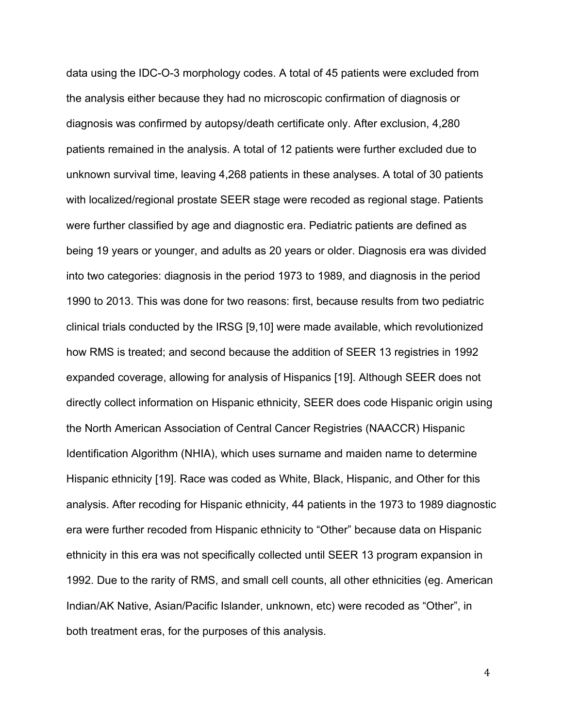data using the IDC-O-3 morphology codes. A total of 45 patients were excluded from the analysis either because they had no microscopic confirmation of diagnosis or diagnosis was confirmed by autopsy/death certificate only. After exclusion, 4,280 patients remained in the analysis. A total of 12 patients were further excluded due to unknown survival time, leaving 4,268 patients in these analyses. A total of 30 patients with localized/regional prostate SEER stage were recoded as regional stage. Patients were further classified by age and diagnostic era. Pediatric patients are defined as being 19 years or younger, and adults as 20 years or older. Diagnosis era was divided into two categories: diagnosis in the period 1973 to 1989, and diagnosis in the period 1990 to 2013. This was done for two reasons: first, because results from two pediatric clinical trials conducted by the IRSG [9,10] were made available, which revolutionized how RMS is treated; and second because the addition of SEER 13 registries in 1992 expanded coverage, allowing for analysis of Hispanics [19]. Although SEER does not directly collect information on Hispanic ethnicity, SEER does code Hispanic origin using the North American Association of Central Cancer Registries (NAACCR) Hispanic Identification Algorithm (NHIA), which uses surname and maiden name to determine Hispanic ethnicity [19]. Race was coded as White, Black, Hispanic, and Other for this analysis. After recoding for Hispanic ethnicity, 44 patients in the 1973 to 1989 diagnostic era were further recoded from Hispanic ethnicity to "Other" because data on Hispanic ethnicity in this era was not specifically collected until SEER 13 program expansion in 1992. Due to the rarity of RMS, and small cell counts, all other ethnicities (eg. American Indian/AK Native, Asian/Pacific Islander, unknown, etc) were recoded as "Other", in both treatment eras, for the purposes of this analysis.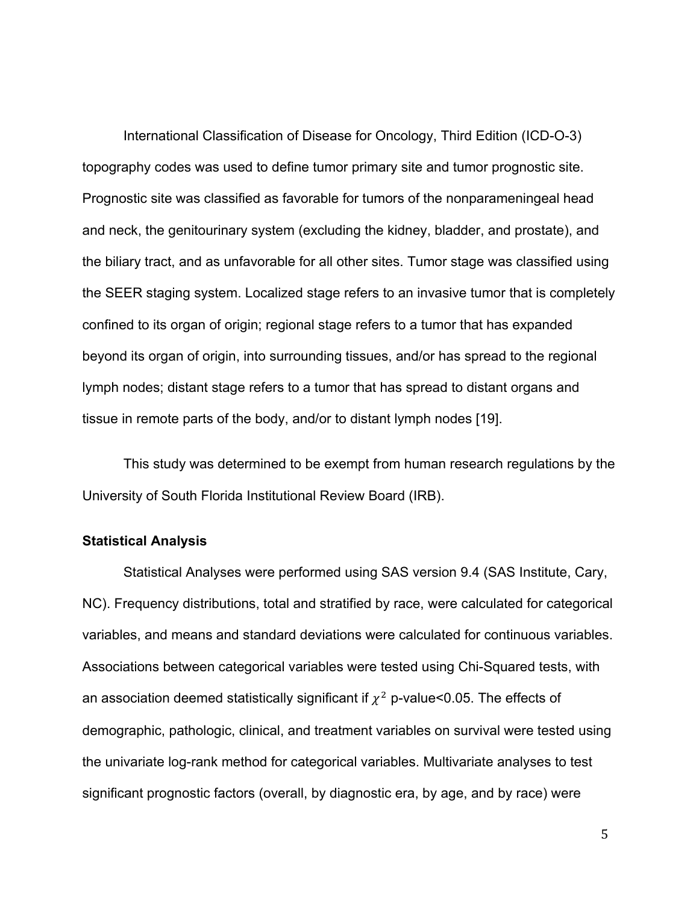International Classification of Disease for Oncology, Third Edition (ICD-O-3) topography codes was used to define tumor primary site and tumor prognostic site. Prognostic site was classified as favorable for tumors of the nonparameningeal head and neck, the genitourinary system (excluding the kidney, bladder, and prostate), and the biliary tract, and as unfavorable for all other sites. Tumor stage was classified using the SEER staging system. Localized stage refers to an invasive tumor that is completely confined to its organ of origin; regional stage refers to a tumor that has expanded beyond its organ of origin, into surrounding tissues, and/or has spread to the regional lymph nodes; distant stage refers to a tumor that has spread to distant organs and tissue in remote parts of the body, and/or to distant lymph nodes [19].

This study was determined to be exempt from human research regulations by the University of South Florida Institutional Review Board (IRB).

**Statistical Analysis**

Statistical Analyses were performed using SAS version 9.4 (SAS Institute, Cary, NC). Frequency distributions, total and stratified by race, were calculated for categorical variables, and means and standard deviations were calculated for continuous variables. Associations between categorical variables were tested using Chi-Squared tests, with an association deemed statistically significant if $\chi^2$ p-value<0.05. The effects of demographic, pathologic, clinical, and treatment variables on survival were tested using the univariate log-rank method for categorical variables. Multivariate analyses to test significant prognostic factors (overall, by diagnostic era, by age, and by race) were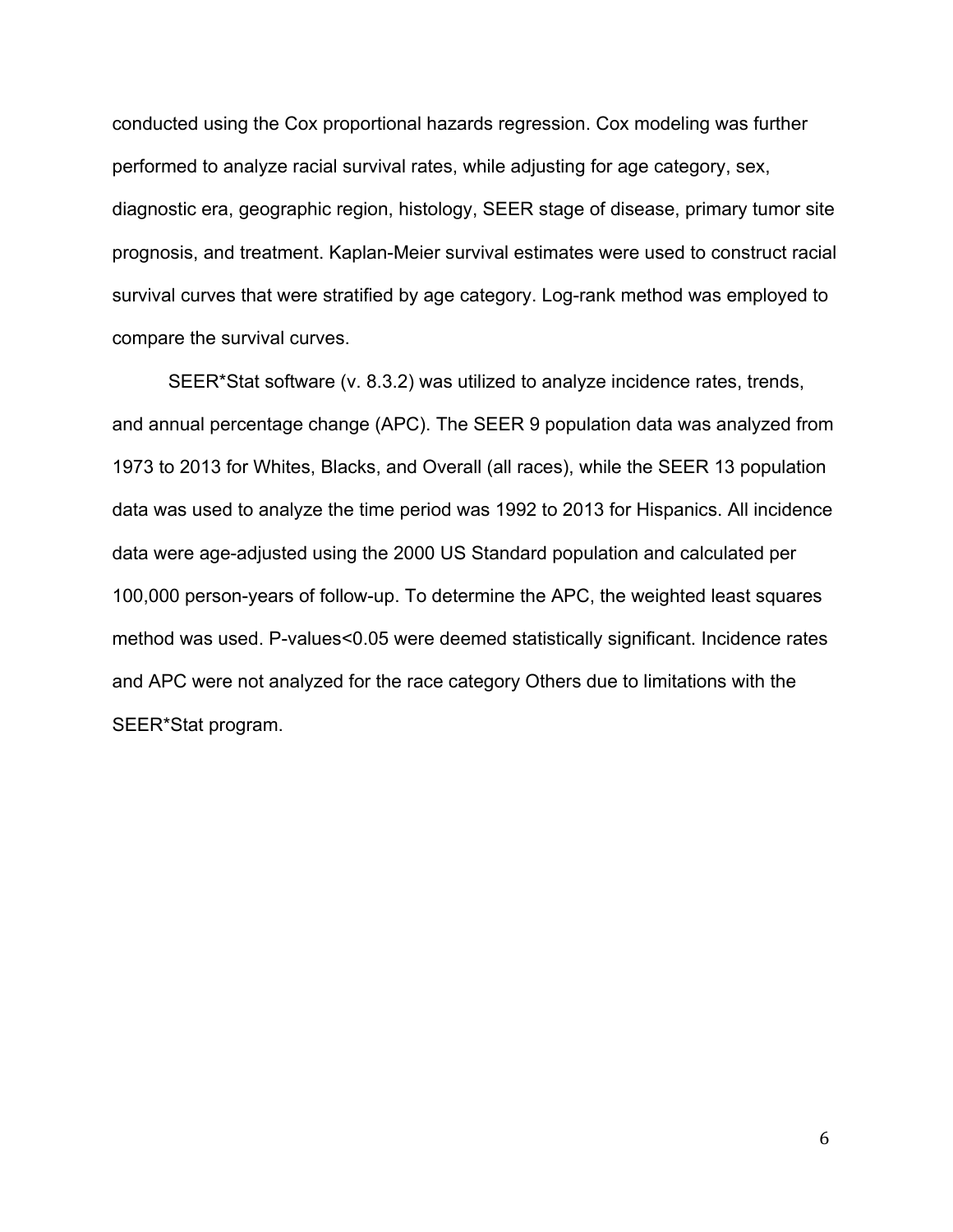conducted using the Cox proportional hazards regression. Cox modeling was further performed to analyze racial survival rates, while adjusting for age category, sex, diagnostic era, geographic region, histology, SEER stage of disease, primary tumor site prognosis, and treatment. Kaplan-Meier survival estimates were used to construct racial survival curves that were stratified by age category. Log-rank method was employed to compare the survival curves.

SEER*Stat software (v. 8.3.2) was utilized to analyze incidence rates, trends, and annual percentage change (APC). The SEER 9 population data was analyzed from 1973 to 2013 for Whites, Blacks, and Overall (all races), while the SEER 13 population data was used to analyze the time period was 1992 to 2013 for Hispanics. All incidence data were age-adjusted using the 2000 US Standard population and calculated per 100,000 person-years of follow-up. To determine the APC, the weighted least squares method was used. P-values<0.05 were deemed statistically significant. Incidence rates and APC were not analyzed for the race category Others due to limitations with the SEER*Stat program.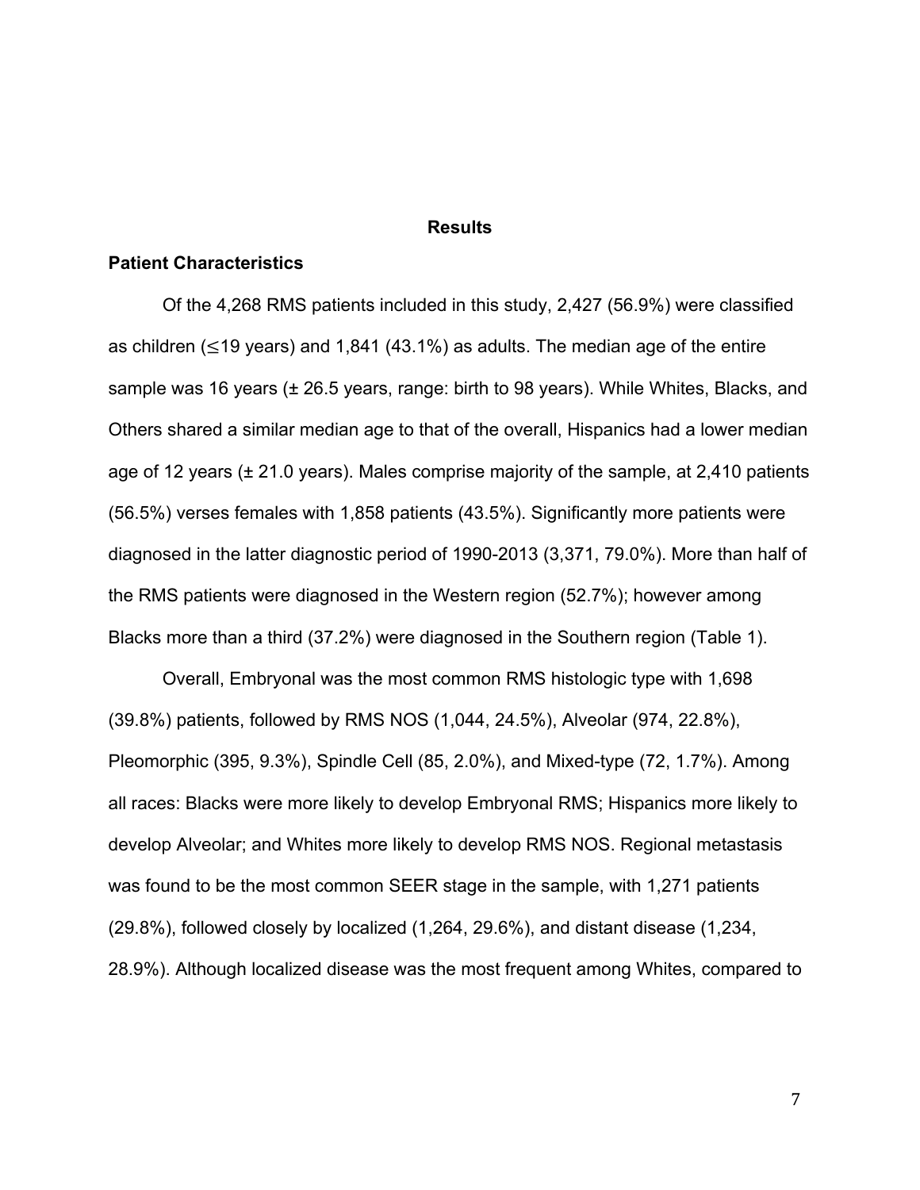# Results

## Patient Characteristics

Of the 4,268 RMS patients included in this study, 2,427 (56.9%) were classified as children (≤19 years) and 1,841 (43.1%) as adults. The median age of the entire sample was 16 years (± 26.5 years, range: birth to 98 years). While Whites, Blacks, and Others shared a similar median age to that of the overall, Hispanics had a lower median age of 12 years (± 21.0 years). Males comprise majority of the sample, at 2,410 patients (56.5%) verses females with 1,858 patients (43.5%). Significantly more patients were diagnosed in the latter diagnostic period of 1990-2013 (3,371, 79.0%). More than half of the RMS patients were diagnosed in the Western region (52.7%); however among Blacks more than a third (37.2%) were diagnosed in the Southern region (Table 1).

Overall, Embryonal was the most common RMS histologic type with 1,698 (39.8%) patients, followed by RMS NOS (1,044, 24.5%), Alveolar (974, 22.8%), Pleomorphic (395, 9.3%), Spindle Cell (85, 2.0%), and Mixed-type (72, 1.7%). Among all races: Blacks were more likely to develop Embryonal RMS; Hispanics more likely to develop Alveolar; and Whites more likely to develop RMS NOS. Regional metastasis was found to be the most common SEER stage in the sample, with 1,271 patients (29.8%), followed closely by localized (1,264, 29.6%), and distant disease (1,234, 28.9%). Although localized disease was the most frequent among Whites, compared to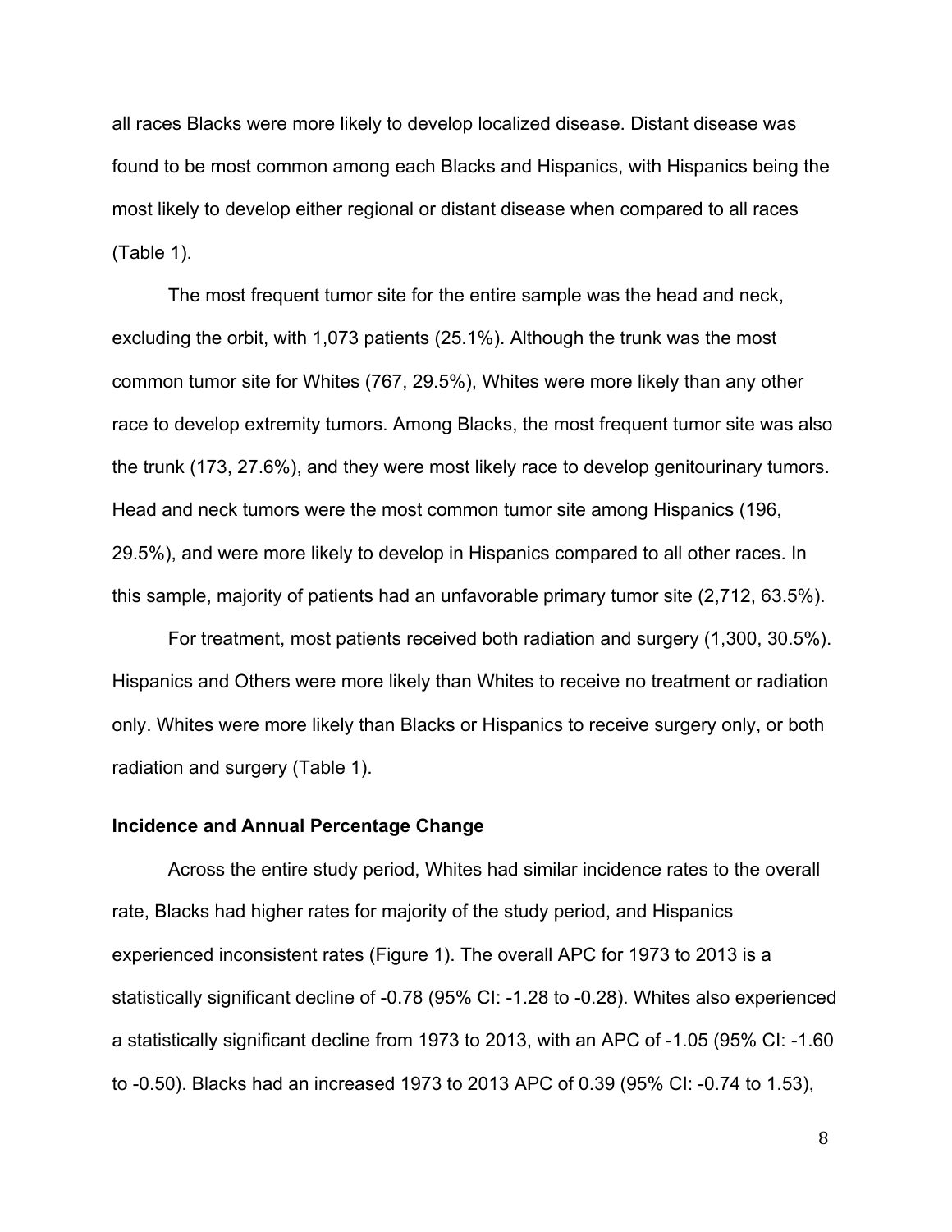all races Blacks were more likely to develop localized disease. Distant disease was found to be most common among each Blacks and Hispanics, with Hispanics being the most likely to develop either regional or distant disease when compared to all races (Table 1).

The most frequent tumor site for the entire sample was the head and neck, excluding the orbit, with 1,073 patients (25.1%). Although the trunk was the most common tumor site for Whites (767, 29.5%), Whites were more likely than any other race to develop extremity tumors. Among Blacks, the most frequent tumor site was also the trunk (173, 27.6%), and they were most likely race to develop genitourinary tumors. Head and neck tumors were the most common tumor site among Hispanics (196, 29.5%), and were more likely to develop in Hispanics compared to all other races. In this sample, majority of patients had an unfavorable primary tumor site (2,712, 63.5%).

For treatment, most patients received both radiation and surgery (1,300, 30.5%). Hispanics and Others were more likely than Whites to receive no treatment or radiation only. Whites were more likely than Blacks or Hispanics to receive surgery only, or both radiation and surgery (Table 1).

**Incidence and Annual Percentage Change**

Across the entire study period, Whites had similar incidence rates to the overall rate, Blacks had higher rates for majority of the study period, and Hispanics experienced inconsistent rates (Figure 1). The overall APC for 1973 to 2013 is a statistically significant decline of -0.78 (95% CI: -1.28 to -0.28). Whites also experienced a statistically significant decline from 1973 to 2013, with an APC of -1.05 (95% CI: -1.60 to -0.50). Blacks had an increased 1973 to 2013 APC of 0.39 (95% CI: -0.74 to 1.53),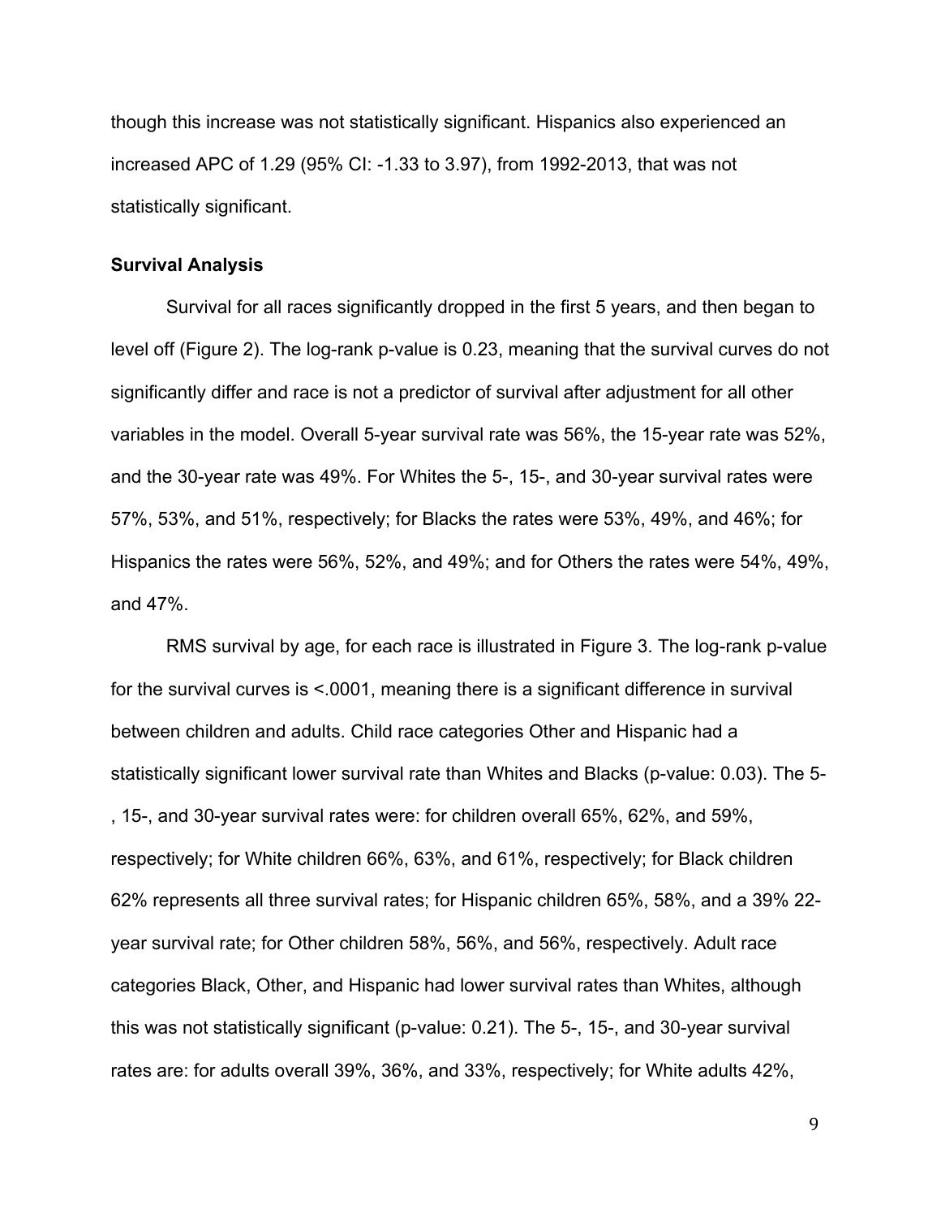though this increase was not statistically significant. Hispanics also experienced an increased APC of 1.29 (95% CI: -1.33 to 3.97), from 1992-2013, that was not statistically significant.

**Survival Analysis**

Survival for all races significantly dropped in the first 5 years, and then began to level off (Figure 2). The log-rank p-value is 0.23, meaning that the survival curves do not significantly differ and race is not a predictor of survival after adjustment for all other variables in the model. Overall 5-year survival rate was 56%, the 15-year rate was 52%, and the 30-year rate was 49%. For Whites the 5-, 15-, and 30-year survival rates were 57%, 53%, and 51%, respectively; for Blacks the rates were 53%, 49%, and 46%; for Hispanics the rates were 56%, 52%, and 49%; and for Others the rates were 54%, 49%, and 47%.

RMS survival by age, for each race is illustrated in Figure 3. The log-rank p-value for the survival curves is <.0001, meaning there is a significant difference in survival between children and adults. Child race categories Other and Hispanic had a statistically significant lower survival rate than Whites and Blacks (p-value: 0.03). The 5-, 15-, and 30-year survival rates were: for children overall 65%, 62%, and 59%, respectively; for White children 66%, 63%, and 61%, respectively; for Black children 62% represents all three survival rates; for Hispanic children 65%, 58%, and a 39% 22-year survival rate; for Other children 58%, 56%, and 56%, respectively. Adult race categories Black, Other, and Hispanic had lower survival rates than Whites, although this was not statistically significant (p-value: 0.21). The 5-, 15-, and 30-year survival rates are: for adults overall 39%, 36%, and 33%, respectively; for White adults 42%,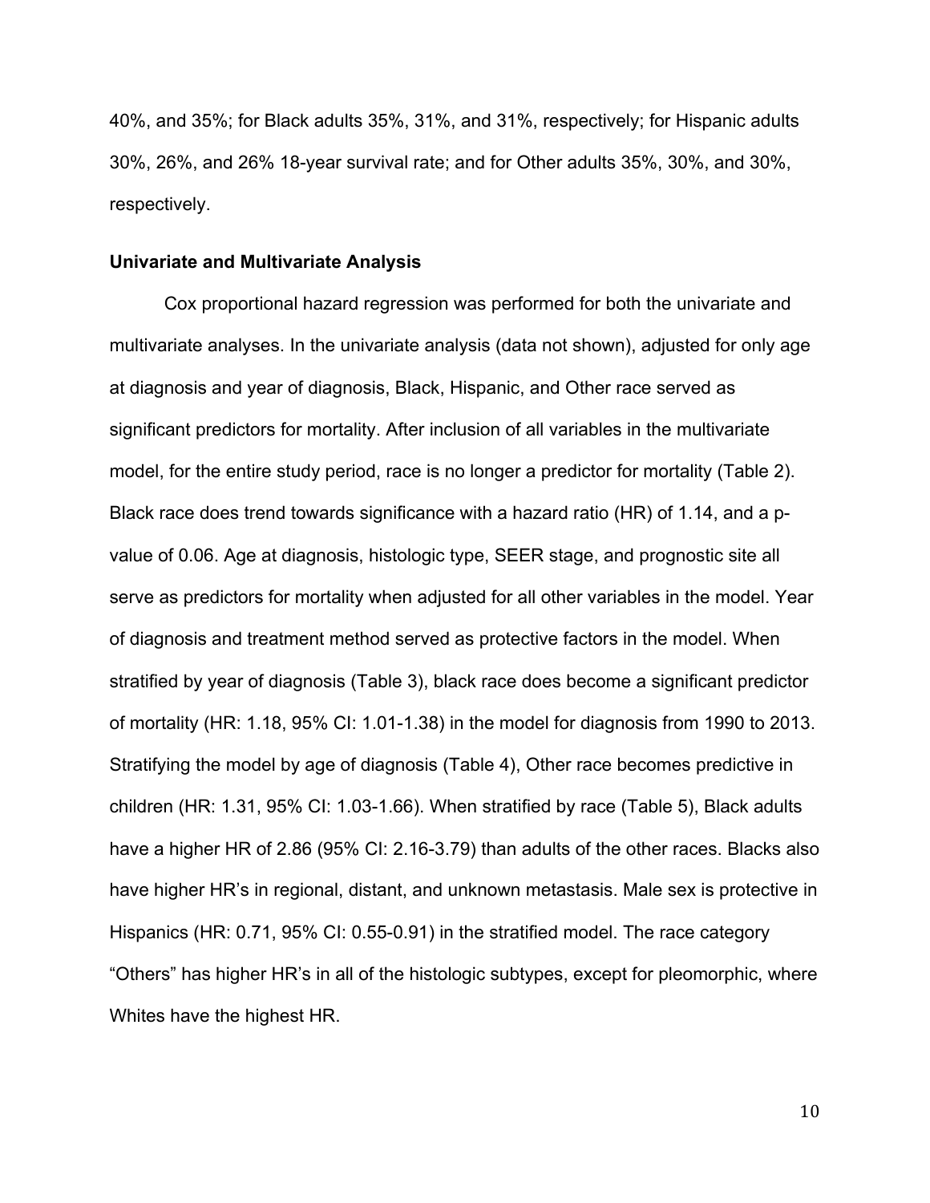40%, and 35%; for Black adults 35%, 31%, and 31%, respectively; for Hispanic adults 30%, 26%, and 26% 18-year survival rate; and for Other adults 35%, 30%, and 30%, respectively.

**Univariate and Multivariate Analysis**

Cox proportional hazard regression was performed for both the univariate and multivariate analyses. In the univariate analysis (data not shown), adjusted for only age at diagnosis and year of diagnosis, Black, Hispanic, and Other race served as significant predictors for mortality. After inclusion of all variables in the multivariate model, for the entire study period, race is no longer a predictor for mortality (Table 2). Black race does trend towards significance with a hazard ratio (HR) of 1.14, and a p-value of 0.06. Age at diagnosis, histologic type, SEER stage, and prognostic site all serve as predictors for mortality when adjusted for all other variables in the model. Year of diagnosis and treatment method served as protective factors in the model. When stratified by year of diagnosis (Table 3), black race does become a significant predictor of mortality (HR: 1.18, 95% CI: 1.01-1.38) in the model for diagnosis from 1990 to 2013. Stratifying the model by age of diagnosis (Table 4), Other race becomes predictive in children (HR: 1.31, 95% CI: 1.03-1.66). When stratified by race (Table 5), Black adults have a higher HR of 2.86 (95% CI: 2.16-3.79) than adults of the other races. Blacks also have higher HR's in regional, distant, and unknown metastasis. Male sex is protective in Hispanics (HR: 0.71, 95% CI: 0.55-0.91) in the stratified model. The race category "Others" has higher HR's in all of the histologic subtypes, except for pleomorphic, where Whites have the highest HR.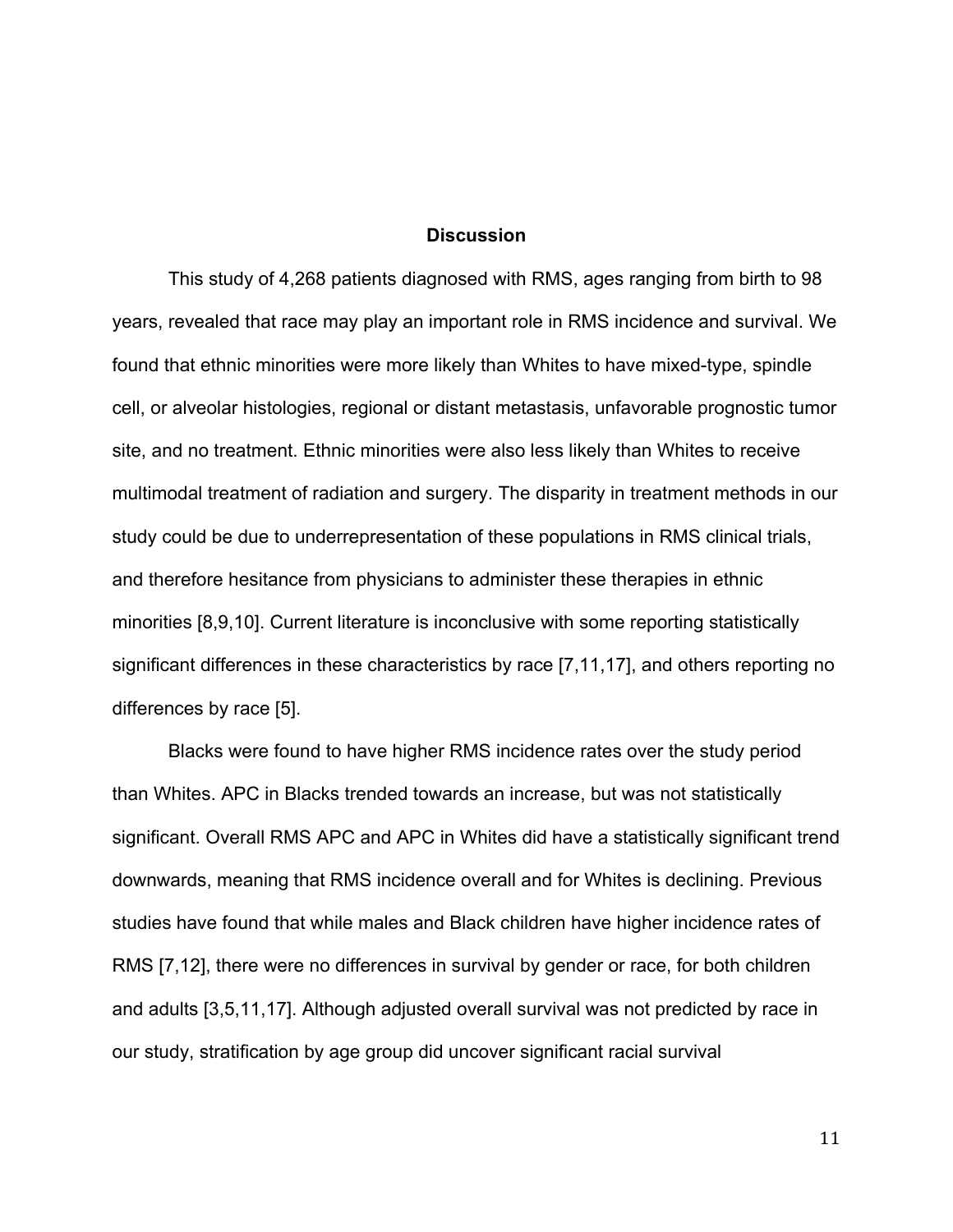## Discussion

This study of 4,268 patients diagnosed with RMS, ages ranging from birth to 98 years, revealed that race may play an important role in RMS incidence and survival. We found that ethnic minorities were more likely than Whites to have mixed-type, spindle cell, or alveolar histologies, regional or distant metastasis, unfavorable prognostic tumor site, and no treatment. Ethnic minorities were also less likely than Whites to receive multimodal treatment of radiation and surgery. The disparity in treatment methods in our study could be due to underrepresentation of these populations in RMS clinical trials, and therefore hesitance from physicians to administer these therapies in ethnic minorities [8,9,10]. Current literature is inconclusive with some reporting statistically significant differences in these characteristics by race [7,11,17], and others reporting no differences by race [5].

Blacks were found to have higher RMS incidence rates over the study period than Whites. APC in Blacks trended towards an increase, but was not statistically significant. Overall RMS APC and APC in Whites did have a statistically significant trend downwards, meaning that RMS incidence overall and for Whites is declining. Previous studies have found that while males and Black children have higher incidence rates of RMS [7,12], there were no differences in survival by gender or race, for both children and adults [3,5,11,17]. Although adjusted overall survival was not predicted by race in our study, stratification by age group did uncover significant racial survival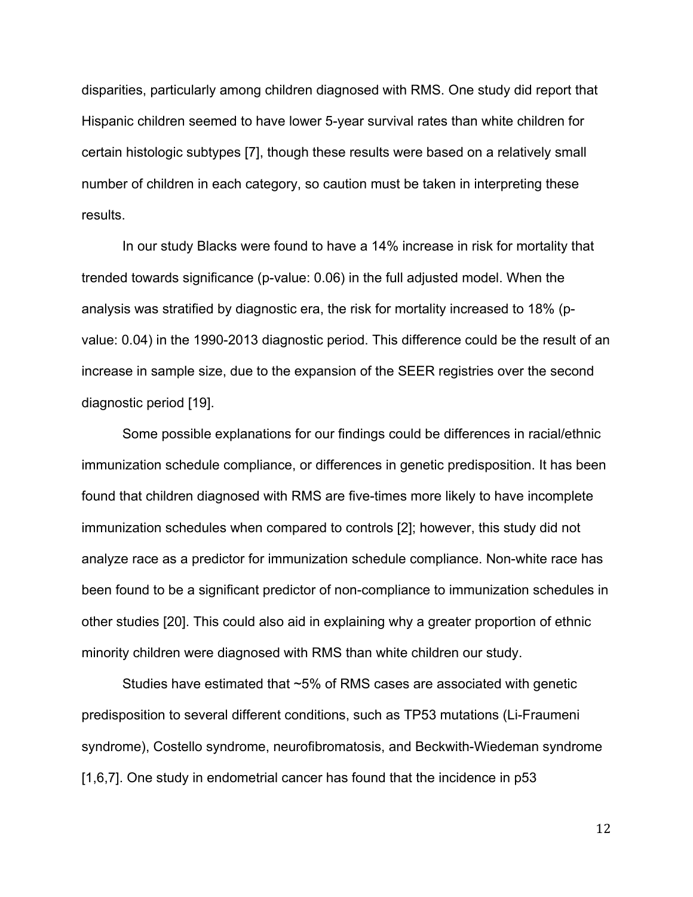disparities, particularly among children diagnosed with RMS. One study did report that Hispanic children seemed to have lower 5-year survival rates than white children for certain histologic subtypes [7], though these results were based on a relatively small number of children in each category, so caution must be taken in interpreting these results.

In our study Blacks were found to have a 14% increase in risk for mortality that trended towards significance (p-value: 0.06) in the full adjusted model. When the analysis was stratified by diagnostic era, the risk for mortality increased to 18% (p-value: 0.04) in the 1990-2013 diagnostic period. This difference could be the result of an increase in sample size, due to the expansion of the SEER registries over the second diagnostic period [19].

Some possible explanations for our findings could be differences in racial/ethnic immunization schedule compliance, or differences in genetic predisposition. It has been found that children diagnosed with RMS are five-times more likely to have incomplete immunization schedules when compared to controls [2]; however, this study did not analyze race as a predictor for immunization schedule compliance. Non-white race has been found to be a significant predictor of non-compliance to immunization schedules in other studies [20]. This could also aid in explaining why a greater proportion of ethnic minority children were diagnosed with RMS than white children our study.

Studies have estimated that ~5% of RMS cases are associated with genetic predisposition to several different conditions, such as TP53 mutations (Li-Fraumeni syndrome), Costello syndrome, neurofibromatosis, and Beckwith-Wiedeman syndrome [1,6,7]. One study in endometrial cancer has found that the incidence in p53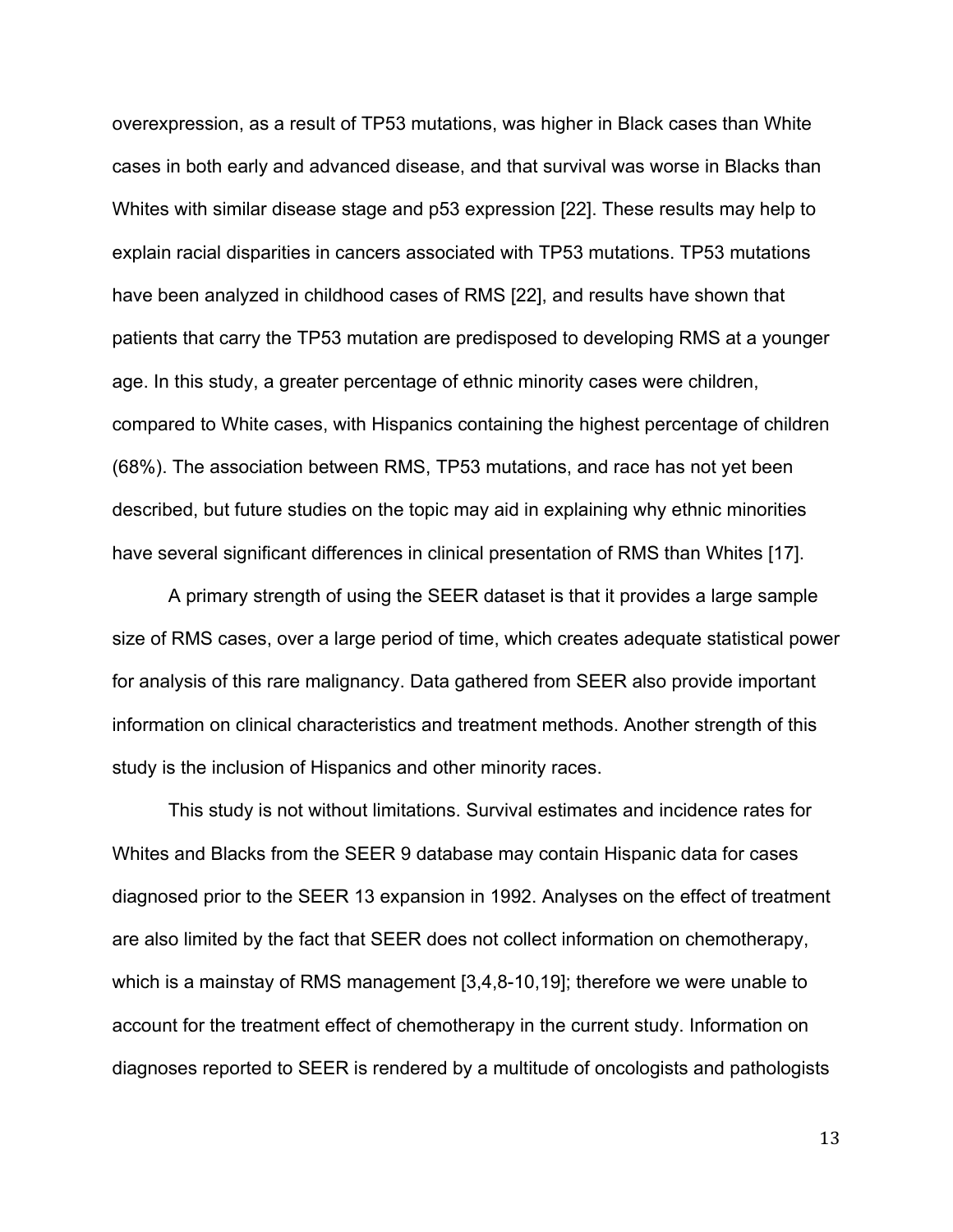overexpression, as a result of TP53 mutations, was higher in Black cases than White cases in both early and advanced disease, and that survival was worse in Blacks than Whites with similar disease stage and p53 expression [22]. These results may help to explain racial disparities in cancers associated with TP53 mutations. TP53 mutations have been analyzed in childhood cases of RMS [22], and results have shown that patients that carry the TP53 mutation are predisposed to developing RMS at a younger age. In this study, a greater percentage of ethnic minority cases were children, compared to White cases, with Hispanics containing the highest percentage of children (68%). The association between RMS, TP53 mutations, and race has not yet been described, but future studies on the topic may aid in explaining why ethnic minorities have several significant differences in clinical presentation of RMS than Whites [17].

A primary strength of using the SEER dataset is that it provides a large sample size of RMS cases, over a large period of time, which creates adequate statistical power for analysis of this rare malignancy. Data gathered from SEER also provide important information on clinical characteristics and treatment methods. Another strength of this study is the inclusion of Hispanics and other minority races.

This study is not without limitations. Survival estimates and incidence rates for Whites and Blacks from the SEER 9 database may contain Hispanic data for cases diagnosed prior to the SEER 13 expansion in 1992. Analyses on the effect of treatment are also limited by the fact that SEER does not collect information on chemotherapy, which is a mainstay of RMS management [3,4,8-10,19]; therefore we were unable to account for the treatment effect of chemotherapy in the current study. Information on diagnoses reported to SEER is rendered by a multitude of oncologists and pathologists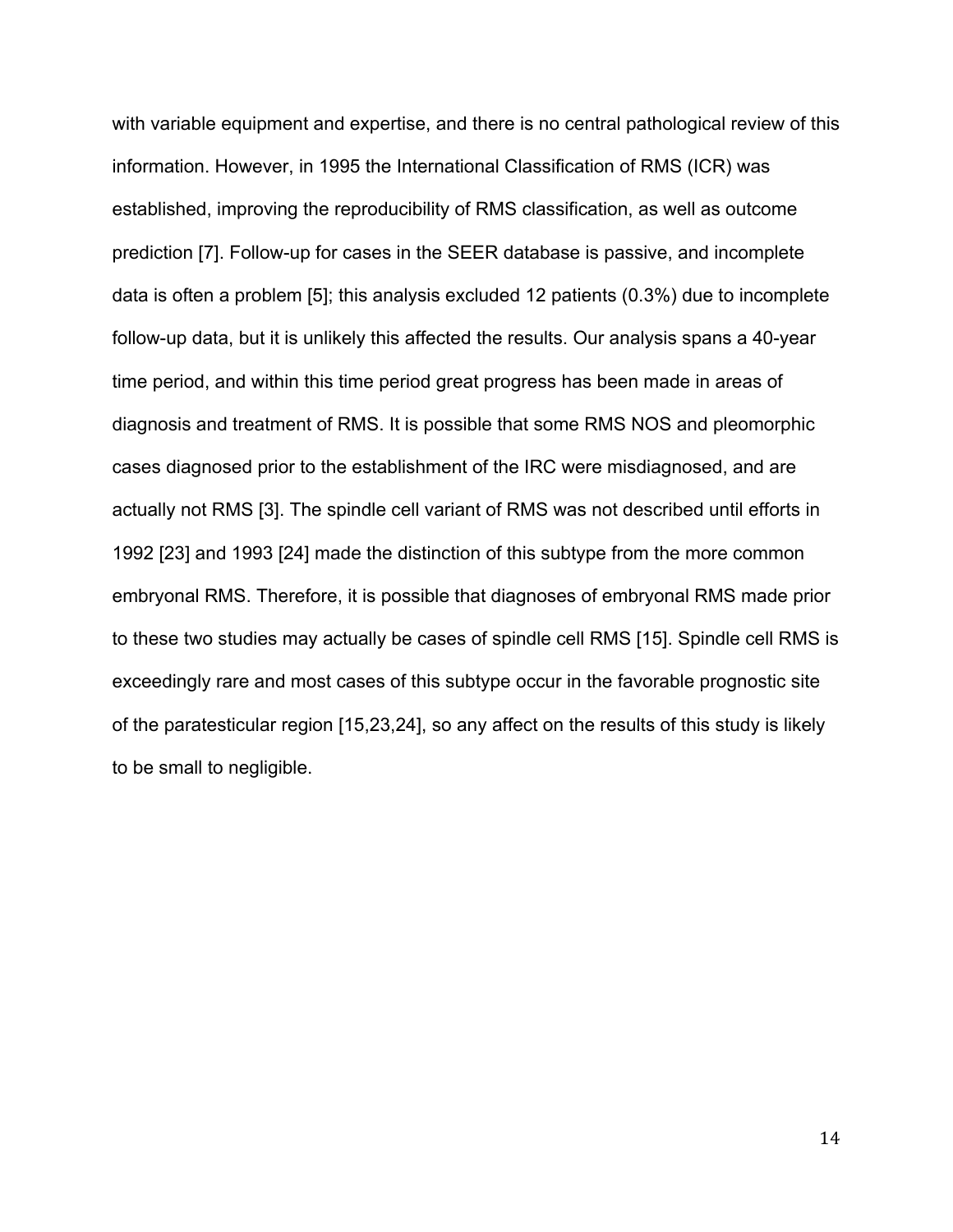with variable equipment and expertise, and there is no central pathological review of this information. However, in 1995 the International Classification of RMS (ICR) was established, improving the reproducibility of RMS classification, as well as outcome prediction [7]. Follow-up for cases in the SEER database is passive, and incomplete data is often a problem [5]; this analysis excluded 12 patients (0.3%) due to incomplete follow-up data, but it is unlikely this affected the results. Our analysis spans a 40-year time period, and within this time period great progress has been made in areas of diagnosis and treatment of RMS. It is possible that some RMS NOS and pleomorphic cases diagnosed prior to the establishment of the IRC were misdiagnosed, and are actually not RMS [3]. The spindle cell variant of RMS was not described until efforts in 1992 [23] and 1993 [24] made the distinction of this subtype from the more common embryonal RMS. Therefore, it is possible that diagnoses of embryonal RMS made prior to these two studies may actually be cases of spindle cell RMS [15]. Spindle cell RMS is exceedingly rare and most cases of this subtype occur in the favorable prognostic site of the paratesticular region [15,23,24], so any affect on the results of this study is likely to be small to negligible.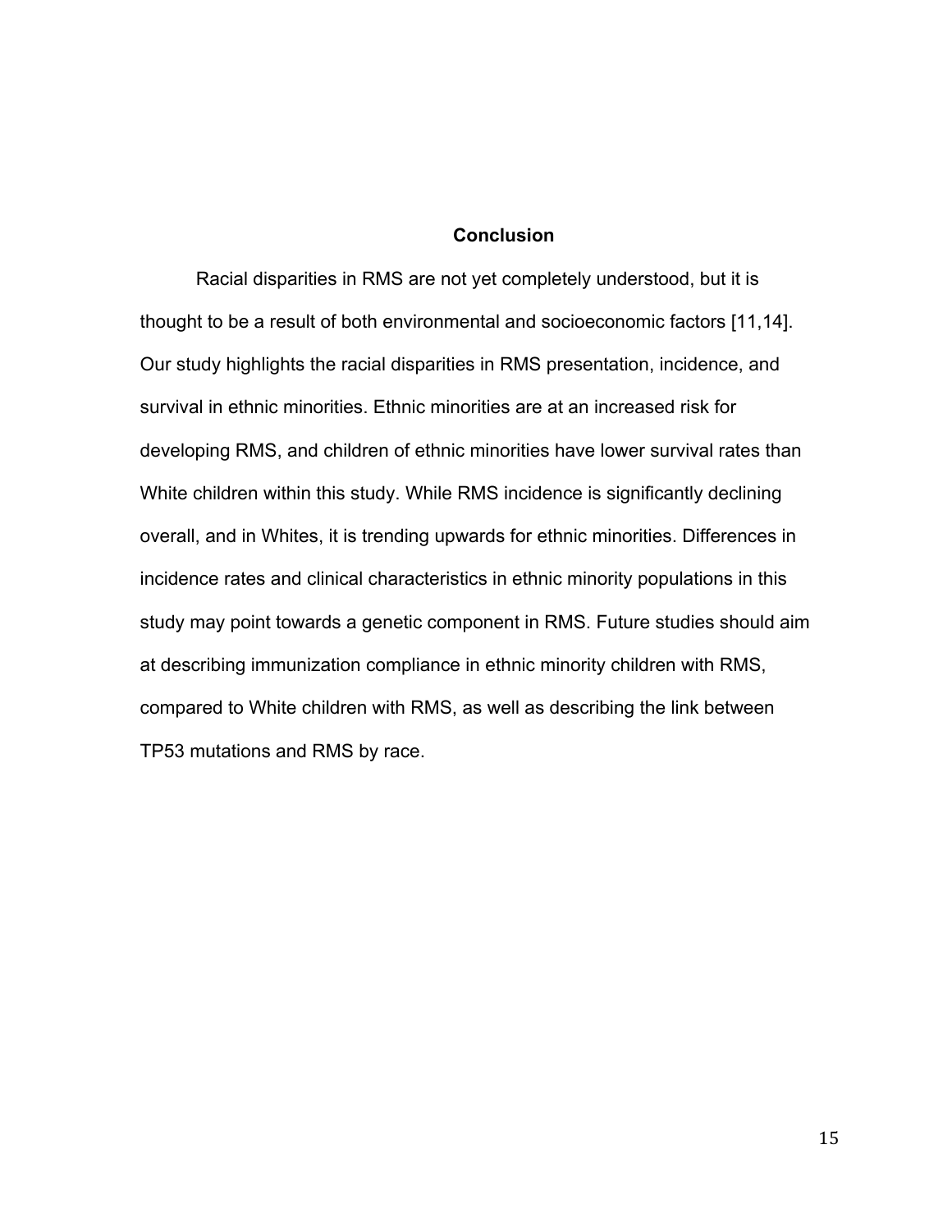## Conclusion

Racial disparities in RMS are not yet completely understood, but it is thought to be a result of both environmental and socioeconomic factors [11,14]. Our study highlights the racial disparities in RMS presentation, incidence, and survival in ethnic minorities. Ethnic minorities are at an increased risk for developing RMS, and children of ethnic minorities have lower survival rates than White children within this study. While RMS incidence is significantly declining overall, and in Whites, it is trending upwards for ethnic minorities. Differences in incidence rates and clinical characteristics in ethnic minority populations in this study may point towards a genetic component in RMS. Future studies should aim at describing immunization compliance in ethnic minority children with RMS, compared to White children with RMS, as well as describing the link between TP53 mutations and RMS by race.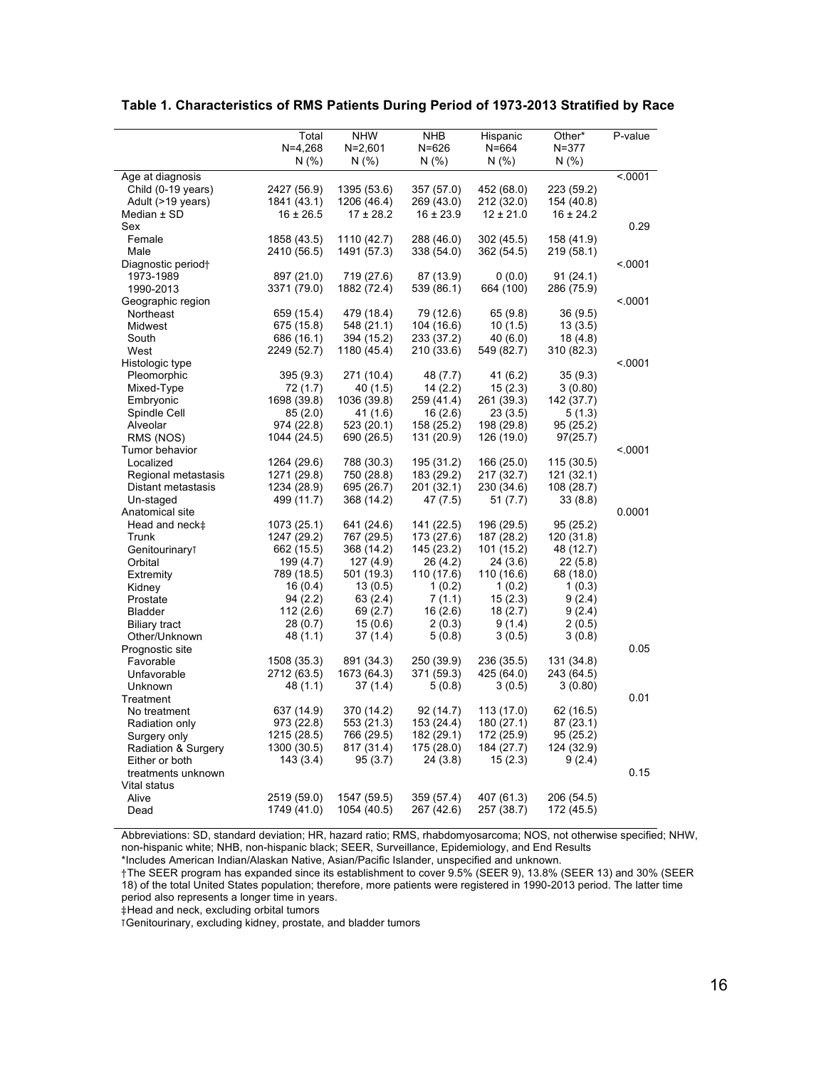**Table 1. Characteristics of RMS Patients During Period of 1973-2013 Stratified by Race**

| | Total N=4,268 N (%) | NHW N=2,601 N (%) | NHB N=626 N (%) | Hispanic N=664 N (%) | Other* N=377 N (%) | P-value |
|---|---|---|---|---|---|---|
| Age at diagnosis | | | | | | <.0001 |
| Child (0-19 years) | 2427 (56.9) | 1395 (53.6) | 357 (57.0) | 452 (68.0) | 223 (59.2) | |
| Adult (>19 years) | 1841 (43.1) | 1206 (46.4) | 269 (43.0) | 212 (32.0) | 154 (40.8) | |
| Median ± SD | 16 ± 26.5 | 17 ± 28.2 | 16 ± 23.9 | 12 ± 21.0 | 16 ± 24.2 | |
| Sex | | | | | | 0.29 |
| Female | 1858 (43.5) | 1110 (42.7) | 288 (46.0) | 302 (45.5) | 158 (41.9) | |
| Male | 2410 (56.5) | 1491 (57.3) | 338 (54.0) | 362 (54.5) | 219 (58.1) | |
| Diagnostic period† | | | | | | <.0001 |
| 1973-1989 | 897 (21.0) | 719 (27.6) | 87 (13.9) | 0 (0.0) | 91 (24.1) | |
| 1990-2013 | 3371 (79.0) | 1882 (72.4) | 539 (86.1) | 664 (100) | 286 (75.9) | |
| Geographic region | | | | | | <.0001 |
| Northeast | 659 (15.4) | 479 (18.4) | 79 (12.6) | 65 (9.8) | 36 (9.5) | |
| Midwest | 675 (15.8) | 548 (21.1) | 104 (16.6) | 10 (1.5) | 13 (3.5) | |
| South | 686 (16.1) | 394 (15.2) | 233 (37.2) | 40 (6.0) | 18 (4.8) | |
| West | 2249 (52.7) | 1180 (45.4) | 210 (33.6) | 549 (82.7) | 310 (82.3) | |
| Histologic type | | | | | | <.0001 |
| Pleomorphic | 395 (9.3) | 271 (10.4) | 48 (7.7) | 41 (6.2) | 35 (9.3) | |
| Mixed-Type | 72 (1.7) | 40 (1.5) | 14 (2.2) | 15 (2.3) | 3 (0.80) | |
| Embryonic | 1698 (39.8) | 1036 (39.8) | 259 (41.4) | 261 (39.3) | 142 (37.7) | |
| Spindle Cell | 85 (2.0) | 41 (1.6) | 16 (2.6) | 23 (3.5) | 5 (1.3) | |
| Alveolar | 974 (22.8) | 523 (20.1) | 158 (25.2) | 198 (29.8) | 95 (25.2) | |
| RMS (NOS) | 1044 (24.5) | 690 (26.5) | 131 (20.9) | 126 (19.0) | 97(25.7) | |
| Tumor behavior | | | | | | <.0001 |
| Localized | 1264 (29.6) | 788 (30.3) | 195 (31.2) | 166 (25.0) | 115 (30.5) | |
| Regional metastasis | 1271 (29.8) | 750 (28.8) | 183 (29.2) | 217 (32.7) | 121 (32.1) | |
| Distant metastasis | 1234 (28.9) | 695 (26.7) | 201 (32.1) | 230 (34.6) | 108 (28.7) | |
| Un-staged | 499 (11.7) | 368 (14.2) | 47 (7.5) | 51 (7.7) | 33 (8.8) | |
| Anatomical site | | | | | | 0.0001 |
| Head and neck‡ | 1073 (25.1) | 641 (24.6) | 141 (22.5) | 196 (29.5) | 95 (25.2) | |
| Trunk | 1247 (29.2) | 767 (29.5) | 173 (27.6) | 187 (28.2) | 120 (31.8) | |
| Genitourinary⸸ | 662 (15.5) | 368 (14.2) | 145 (23.2) | 101 (15.2) | 48 (12.7) | |
| Orbital | 199 (4.7) | 127 (4.9) | 26 (4.2) | 24 (3.6) | 22 (5.8) | |
| Extremity | 789 (18.5) | 501 (19.3) | 110 (17.6) | 110 (16.6) | 68 (18.0) | |
| Kidney | 16 (0.4) | 13 (0.5) | 1 (0.2) | 1 (0.2) | 1 (0.3) | |
| Prostate | 94 (2.2) | 63 (2.4) | 7 (1.1) | 15 (2.3) | 9 (2.4) | |
| Bladder | 112 (2.6) | 69 (2.7) | 16 (2.6) | 18 (2.7) | 9 (2.4) | |
| Biliary tract | 28 (0.7) | 15 (0.6) | 2 (0.3) | 9 (1.4) | 2 (0.5) | |
| Other/Unknown | 48 (1.1) | 37 (1.4) | 5 (0.8) | 3 (0.5) | 3 (0.8) | |
| Prognostic site | | | | | | 0.05 |
| Favorable | 1508 (35.3) | 891 (34.3) | 250 (39.9) | 236 (35.5) | 131 (34.8) | |
| Unfavorable | 2712 (63.5) | 1673 (64.3) | 371 (59.3) | 425 (64.0) | 243 (64.5) | |
| Unknown | 48 (1.1) | 37 (1.4) | 5 (0.8) | 3 (0.5) | 3 (0.80) | |
| Treatment | | | | | | 0.01 |
| No treatment | 637 (14.9) | 370 (14.2) | 92 (14.7) | 113 (17.0) | 62 (16.5) | |
| Radiation only | 973 (22.8) | 553 (21.3) | 153 (24.4) | 180 (27.1) | 87 (23.1) | |
| Surgery only | 1215 (28.5) | 766 (29.5) | 182 (29.1) | 172 (25.9) | 95 (25.2) | |
| Radiation & Surgery | 1300 (30.5) | 817 (31.4) | 175 (28.0) | 184 (27.7) | 124 (32.9) | |
| Either or both treatments unknown | 143 (3.4) | 95 (3.7) | 24 (3.8) | 15 (2.3) | 9 (2.4) | |
| Vital status | | | | | | 0.15 |
| Alive | 2519 (59.0) | 1547 (59.5) | 359 (57.4) | 407 (61.3) | 206 (54.5) | |
| Dead | 1749 (41.0) | 1054 (40.5) | 267 (42.6) | 257 (38.7) | 172 (45.5) | |

Abbreviations: SD, standard deviation; HR, hazard ratio; RMS, rhabdomyosarcoma; NOS, not otherwise specified; NHW, non-hispanic white; NHB, non-hispanic black; SEER, Surveillance, Epidemiology, and End Results

*Includes American Indian/Alaskan Native, Asian/Pacific Islander, unspecified and unknown.

†The SEER program has expanded since its establishment to cover 9.5% (SEER 9), 13.8% (SEER 13) and 30% (SEER 18) of the total United States population; therefore, more patients were registered in 1990-2013 period. The latter time period also represents a longer time in years.

‡Head and neck, excluding orbital tumors

⸸Genitourinary, excluding kidney, prostate, and bladder tumors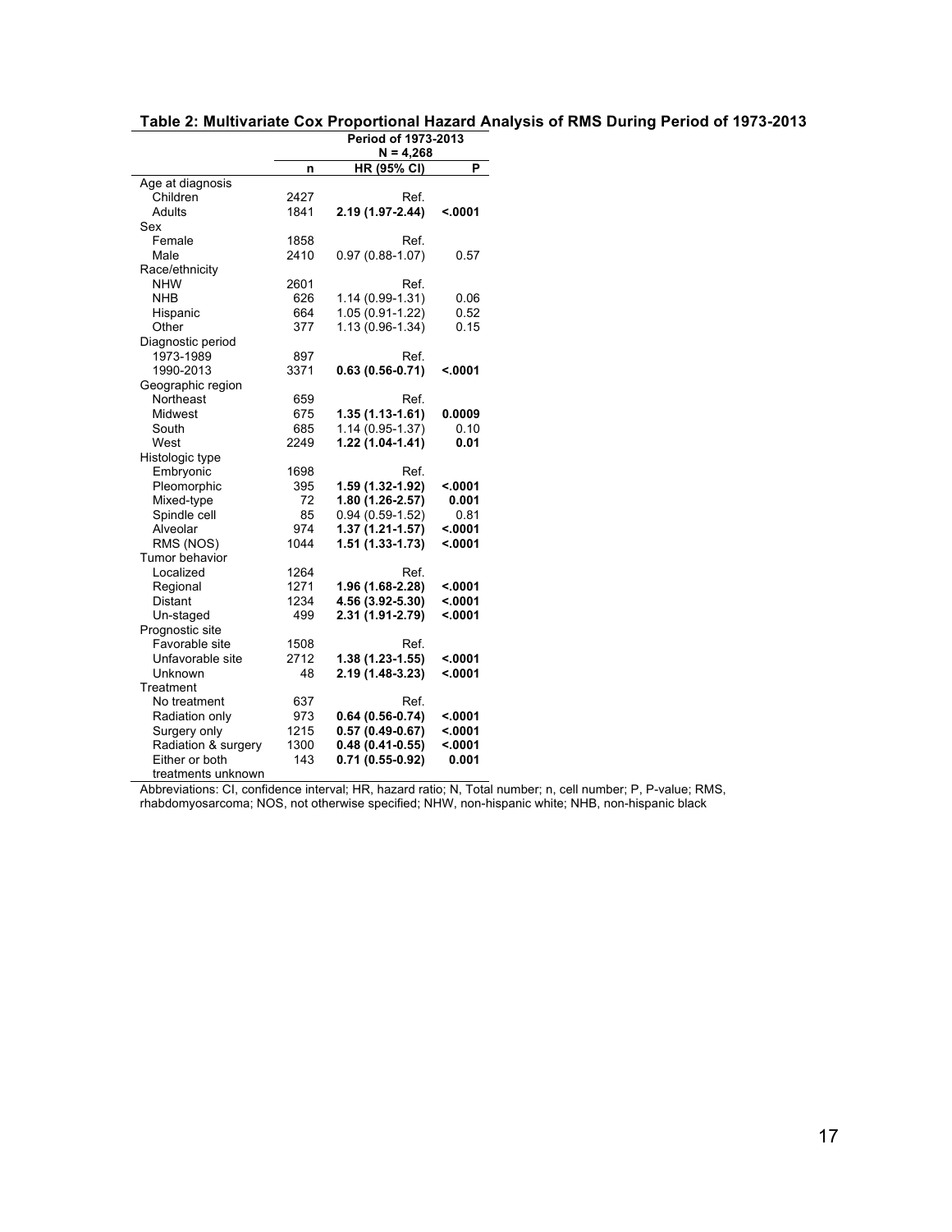**Table 2: Multivariate Cox Proportional Hazard Analysis of RMS During Period of 1973-2013**

| | Period of 1973-2013 N = 4,268 | | |
|---|---|---|---|
| | **n** | **HR (95% CI)** | **P** |
| Age at diagnosis | | | |
| Children | 2427 | Ref. | |
| Adults | 1841 | **2.19 (1.97-2.44)** | **<.0001** |
| Sex | | | |
| Female | 1858 | Ref. | |
| Male | 2410 | 0.97 (0.88-1.07) | 0.57 |
| Race/ethnicity | | | |
| NHW | 2601 | Ref. | |
| NHB | 626 | 1.14 (0.99-1.31) | 0.06 |
| Hispanic | 664 | 1.05 (0.91-1.22) | 0.52 |
| Other | 377 | 1.13 (0.96-1.34) | 0.15 |
| Diagnostic period | | | |
| 1973-1989 | 897 | Ref. | |
| 1990-2013 | 3371 | **0.63 (0.56-0.71)** | **<.0001** |
| Geographic region | | | |
| Northeast | 659 | Ref. | |
| Midwest | 675 | **1.35 (1.13-1.61)** | **0.0009** |
| South | 685 | 1.14 (0.95-1.37) | 0.10 |
| West | 2249 | **1.22 (1.04-1.41)** | **0.01** |
| Histologic type | | | |
| Embryonic | 1698 | Ref. | |
| Pleomorphic | 395 | **1.59 (1.32-1.92)** | **<.0001** |
| Mixed-type | 72 | **1.80 (1.26-2.57)** | **0.001** |
| Spindle cell | 85 | 0.94 (0.59-1.52) | 0.81 |
| Alveolar | 974 | **1.37 (1.21-1.57)** | **<.0001** |
| RMS (NOS) | 1044 | **1.51 (1.33-1.73)** | **<.0001** |
| Tumor behavior | | | |
| Localized | 1264 | Ref. | |
| Regional | 1271 | **1.96 (1.68-2.28)** | **<.0001** |
| Distant | 1234 | **4.56 (3.92-5.30)** | **<.0001** |
| Un-staged | 499 | **2.31 (1.91-2.79)** | **<.0001** |
| Prognostic site | | | |
| Favorable site | 1508 | Ref. | |
| Unfavorable site | 2712 | **1.38 (1.23-1.55)** | **<.0001** |
| Unknown | 48 | **2.19 (1.48-3.23)** | **<.0001** |
| Treatment | | | |
| No treatment | 637 | Ref. | |
| Radiation only | 973 | **0.64 (0.56-0.74)** | **<.0001** |
| Surgery only | 1215 | **0.57 (0.49-0.67)** | **<.0001** |
| Radiation & surgery | 1300 | **0.48 (0.41-0.55)** | **<.0001** |
| Either or both treatments unknown | 143 | **0.71 (0.55-0.92)** | **0.001** |

Abbreviations: CI, confidence interval; HR, hazard ratio; N, Total number; n, cell number; P, P-value; RMS, rhabdomyosarcoma; NOS, not otherwise specified; NHW, non-hispanic white; NHB, non-hispanic black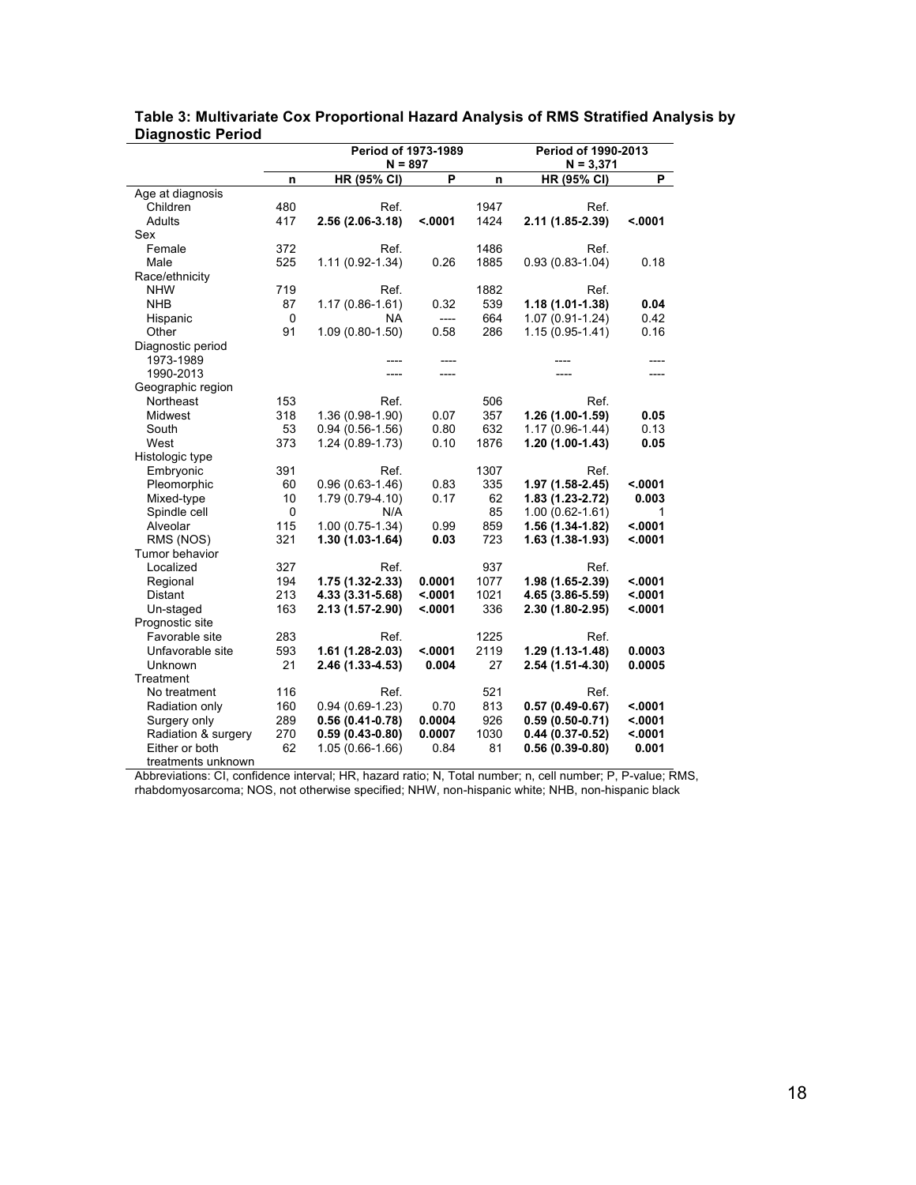**Table 3: Multivariate Cox Proportional Hazard Analysis of RMS Stratified Analysis by Diagnostic Period**

| | Period of 1973-1989 N = 897 | | | Period of 1990-2013 N = 3,371 | | |
|---|---|---|---|---|---|---|
| | n | HR (95% CI) | P | n | HR (95% CI) | P |
| Age at diagnosis | | | | | | |
| Children | 480 | Ref. | | 1947 | Ref. | |
| Adults | 417 | **2.56 (2.06-3.18)** | **<.0001** | 1424 | **2.11 (1.85-2.39)** | **<.0001** |
| Sex | | | | | | |
| Female | 372 | Ref. | | 1486 | Ref. | |
| Male | 525 | 1.11 (0.92-1.34) | 0.26 | 1885 | 0.93 (0.83-1.04) | 0.18 |
| Race/ethnicity | | | | | | |
| NHW | 719 | Ref. | | 1882 | Ref. | |
| NHB | 87 | 1.17 (0.86-1.61) | 0.32 | 539 | **1.18 (1.01-1.38)** | **0.04** |
| Hispanic | 0 | NA | ---- | 664 | 1.07 (0.91-1.24) | 0.42 |
| Other | 91 | 1.09 (0.80-1.50) | 0.58 | 286 | 1.15 (0.95-1.41) | 0.16 |
| Diagnostic period | | | | | | |
| 1973-1989 | | ---- | ---- | | ---- | ---- |
| 1990-2013 | | ---- | ---- | | ---- | ---- |
| Geographic region | | | | | | |
| Northeast | 153 | Ref. | | 506 | Ref. | |
| Midwest | 318 | 1.36 (0.98-1.90) | 0.07 | 357 | **1.26 (1.00-1.59)** | **0.05** |
| South | 53 | 0.94 (0.56-1.56) | 0.80 | 632 | 1.17 (0.96-1.44) | 0.13 |
| West | 373 | 1.24 (0.89-1.73) | 0.10 | 1876 | **1.20 (1.00-1.43)** | **0.05** |
| Histologic type | | | | | | |
| Embryonic | 391 | Ref. | | 1307 | Ref. | |
| Pleomorphic | 60 | 0.96 (0.63-1.46) | 0.83 | 335 | **1.97 (1.58-2.45)** | **<.0001** |
| Mixed-type | 10 | 1.79 (0.79-4.10) | 0.17 | 62 | **1.83 (1.23-2.72)** | **0.003** |
| Spindle cell | 0 | N/A | | 85 | 1.00 (0.62-1.61) | 1 |
| Alveolar | 115 | 1.00 (0.75-1.34) | 0.99 | 859 | **1.56 (1.34-1.82)** | **<.0001** |
| RMS (NOS) | 321 | **1.30 (1.03-1.64)** | **0.03** | 723 | **1.63 (1.38-1.93)** | **<.0001** |
| Tumor behavior | | | | | | |
| Localized | 327 | Ref. | | 937 | Ref. | |
| Regional | 194 | **1.75 (1.32-2.33)** | **0.0001** | 1077 | **1.98 (1.65-2.39)** | **<.0001** |
| Distant | 213 | **4.33 (3.31-5.68)** | **<.0001** | 1021 | **4.65 (3.86-5.59)** | **<.0001** |
| Un-staged | 163 | **2.13 (1.57-2.90)** | **<.0001** | 336 | **2.30 (1.80-2.95)** | **<.0001** |
| Prognostic site | | | | | | |
| Favorable site | 283 | Ref. | | 1225 | Ref. | |
| Unfavorable site | 593 | **1.61 (1.28-2.03)** | **<.0001** | 2119 | **1.29 (1.13-1.48)** | **0.0003** |
| Unknown | 21 | **2.46 (1.33-4.53)** | **0.004** | 27 | **2.54 (1.51-4.30)** | **0.0005** |
| Treatment | | | | | | |
| No treatment | 116 | Ref. | | 521 | Ref. | |
| Radiation only | 160 | 0.94 (0.69-1.23) | 0.70 | 813 | **0.57 (0.49-0.67)** | **<.0001** |
| Surgery only | 289 | **0.56 (0.41-0.78)** | **0.0004** | 926 | **0.59 (0.50-0.71)** | **<.0001** |
| Radiation & surgery | 270 | **0.59 (0.43-0.80)** | **0.0007** | 1030 | **0.44 (0.37-0.52)** | **<.0001** |
| Either or both treatments unknown | 62 | 1.05 (0.66-1.66) | 0.84 | 81 | **0.56 (0.39-0.80)** | **0.001** |

Abbreviations: CI, confidence interval; HR, hazard ratio; N, Total number; n, cell number; P, P-value; RMS, rhabdomyosarcoma; NOS, not otherwise specified; NHW, non-hispanic white; NHB, non-hispanic black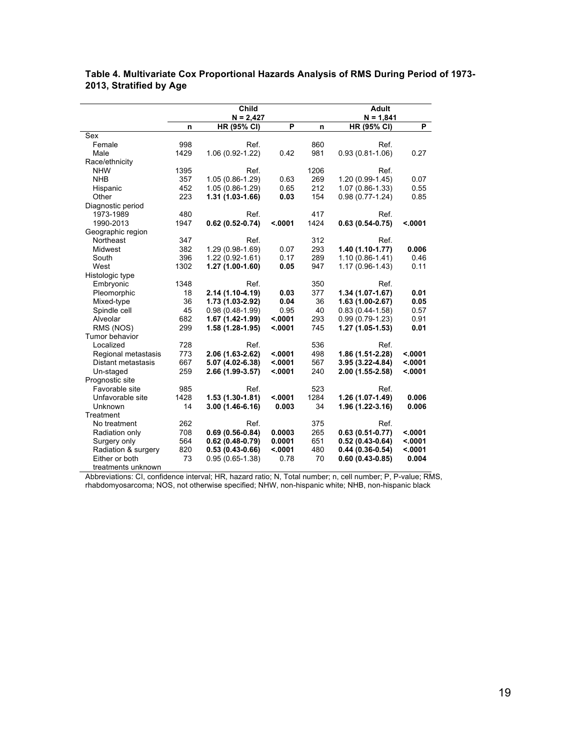**Table 4. Multivariate Cox Proportional Hazards Analysis of RMS During Period of 1973-2013, Stratified by Age**

| | Child N = 2,427 | | | Adult N = 1,841 | | |
|---|---|---|---|---|---|---|
| | n | HR (95% CI) | P | n | HR (95% CI) | P |
| Sex | | | | | | |
| Female | 998 | Ref. | | 860 | Ref. | |
| Male | 1429 | 1.06 (0.92-1.22) | 0.42 | 981 | 0.93 (0.81-1.06) | 0.27 |
| Race/ethnicity | | | | | | |
| NHW | 1395 | Ref. | | 1206 | Ref. | |
| NHB | 357 | 1.05 (0.86-1.29) | 0.63 | 269 | 1.20 (0.99-1.45) | 0.07 |
| Hispanic | 452 | 1.05 (0.86-1.29) | 0.65 | 212 | 1.07 (0.86-1.33) | 0.55 |
| Other | 223 | **1.31 (1.03-1.66)** | **0.03** | 154 | 0.98 (0.77-1.24) | 0.85 |
| Diagnostic period | | | | | | |
| 1973-1989 | 480 | Ref. | | 417 | Ref. | |
| 1990-2013 | 1947 | **0.62 (0.52-0.74)** | **<.0001** | 1424 | **0.63 (0.54-0.75)** | **<.0001** |
| Geographic region | | | | | | |
| Northeast | 347 | Ref. | | 312 | Ref. | |
| Midwest | 382 | 1.29 (0.98-1.69) | 0.07 | 293 | **1.40 (1.10-1.77)** | **0.006** |
| South | 396 | 1.22 (0.92-1.61) | 0.17 | 289 | 1.10 (0.86-1.41) | 0.46 |
| West | 1302 | **1.27 (1.00-1.60)** | **0.05** | 947 | 1.17 (0.96-1.43) | 0.11 |
| Histologic type | | | | | | |
| Embryonic | 1348 | Ref. | | 350 | Ref. | |
| Pleomorphic | 18 | **2.14 (1.10-4.19)** | **0.03** | 377 | **1.34 (1.07-1.67)** | **0.01** |
| Mixed-type | 36 | **1.73 (1.03-2.92)** | **0.04** | 36 | **1.63 (1.00-2.67)** | **0.05** |
| Spindle cell | 45 | 0.98 (0.48-1.99) | 0.95 | 40 | 0.83 (0.44-1.58) | 0.57 |
| Alveolar | 682 | **1.67 (1.42-1.99)** | **<.0001** | 293 | 0.99 (0.79-1.23) | 0.91 |
| RMS (NOS) | 299 | **1.58 (1.28-1.95)** | **<.0001** | 745 | **1.27 (1.05-1.53)** | **0.01** |
| Tumor behavior | | | | | | |
| Localized | 728 | Ref. | | 536 | Ref. | |
| Regional metastasis | 773 | **2.06 (1.63-2.62)** | **<.0001** | 498 | **1.86 (1.51-2.28)** | **<.0001** |
| Distant metastasis | 667 | **5.07 (4.02-6.38)** | **<.0001** | 567 | **3.95 (3.22-4.84)** | **<.0001** |
| Un-staged | 259 | **2.66 (1.99-3.57)** | **<.0001** | 240 | **2.00 (1.55-2.58)** | **<.0001** |
| Prognostic site | | | | | | |
| Favorable site | 985 | Ref. | | 523 | Ref. | |
| Unfavorable site | 1428 | **1.53 (1.30-1.81)** | **<.0001** | 1284 | **1.26 (1.07-1.49)** | **0.006** |
| Unknown | 14 | **3.00 (1.46-6.16)** | **0.003** | 34 | **1.96 (1.22-3.16)** | **0.006** |
| Treatment | | | | | | |
| No treatment | 262 | Ref. | | 375 | Ref. | |
| Radiation only | 708 | **0.69 (0.56-0.84)** | **0.0003** | 265 | **0.63 (0.51-0.77)** | **<.0001** |
| Surgery only | 564 | **0.62 (0.48-0.79)** | **0.0001** | 651 | **0.52 (0.43-0.64)** | **<.0001** |
| Radiation & surgery | 820 | **0.53 (0.43-0.66)** | **<.0001** | 480 | **0.44 (0.36-0.54)** | **<.0001** |
| Either or both treatments unknown | 73 | 0.95 (0.65-1.38) | 0.78 | 70 | **0.60 (0.43-0.85)** | **0.004** |

Abbreviations: CI, confidence interval; HR, hazard ratio; N, Total number; n, cell number; P, P-value; RMS, rhabdomyosarcoma; NOS, not otherwise specified; NHW, non-hispanic white; NHB, non-hispanic black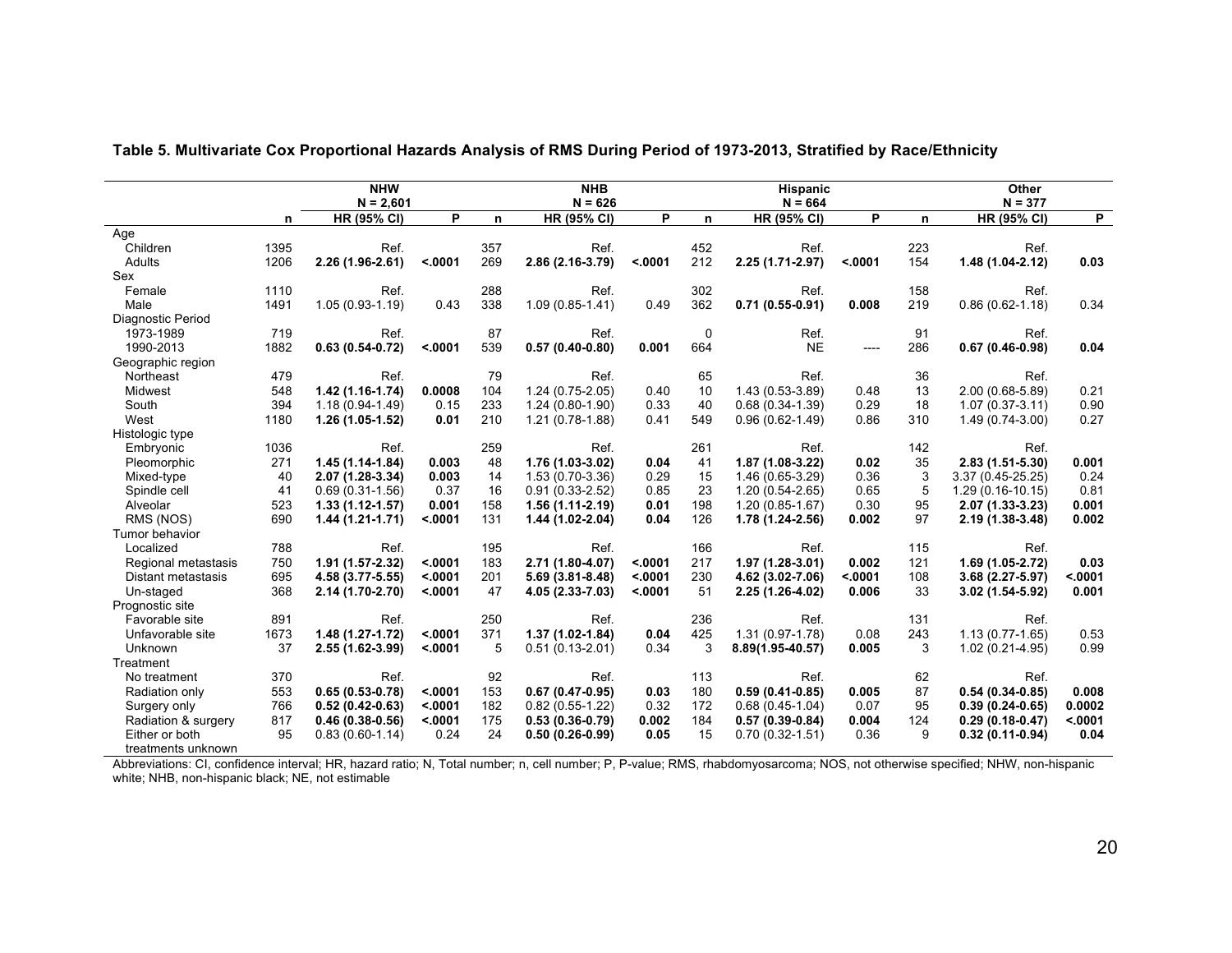**Table 5. Multivariate Cox Proportional Hazards Analysis of RMS During Period of 1973-2013, Stratified by Race/Ethnicity**

| | NHW N = 2,601 | | | NHB N = 626 | | | Hispanic N = 664 | | | Other N = 377 | | |
|---|---|---|---|---|---|---|---|---|---|---|---|---|
| | n | HR (95% CI) | P | n | HR (95% CI) | P | n | HR (95% CI) | P | n | HR (95% CI) | P |
| Age | | | | | | | | | | | | |
| Children | 1395 | Ref. | | 357 | Ref. | | 452 | Ref. | | 223 | Ref. | |
| Adults | 1206 | **2.26 (1.96-2.61)** | **<.0001** | 269 | **2.86 (2.16-3.79)** | **<.0001** | 212 | **2.25 (1.71-2.97)** | **<.0001** | 154 | **1.48 (1.04-2.12)** | **0.03** |
| Sex | | | | | | | | | | | | |
| Female | 1110 | Ref. | | 288 | Ref. | | 302 | Ref. | | 158 | Ref. | |
| Male | 1491 | 1.05 (0.93-1.19) | 0.43 | 338 | 1.09 (0.85-1.41) | 0.49 | 362 | **0.71 (0.55-0.91)** | **0.008** | 219 | 0.86 (0.62-1.18) | 0.34 |
| Diagnostic Period | | | | | | | | | | | | |
| 1973-1989 | 719 | Ref. | | 87 | Ref. | | 0 | Ref. | | 91 | Ref. | |
| 1990-2013 | 1882 | **0.63 (0.54-0.72)** | **<.0001** | 539 | **0.57 (0.40-0.80)** | **0.001** | 664 | NE | ---- | 286 | **0.67 (0.46-0.98)** | **0.04** |
| Geographic region | | | | | | | | | | | | |
| Northeast | 479 | Ref. | | 79 | Ref. | | 65 | Ref. | | 36 | Ref. | |
| Midwest | 548 | **1.42 (1.16-1.74)** | **0.0008** | 104 | 1.24 (0.75-2.05) | 0.40 | 10 | 1.43 (0.53-3.89) | 0.48 | 13 | 2.00 (0.68-5.89) | 0.21 |
| South | 394 | 1.18 (0.94-1.49) | 0.15 | 233 | 1.24 (0.80-1.90) | 0.33 | 40 | 0.68 (0.34-1.39) | 0.29 | 18 | 1.07 (0.37-3.11) | 0.90 |
| West | 1180 | **1.26 (1.05-1.52)** | **0.01** | 210 | 1.21 (0.78-1.88) | 0.41 | 549 | 0.96 (0.62-1.49) | 0.86 | 310 | 1.49 (0.74-3.00) | 0.27 |
| Histologic type | | | | | | | | | | | | |
| Embryonic | 1036 | Ref. | | 259 | Ref. | | 261 | Ref. | | 142 | Ref. | |
| Pleomorphic | 271 | **1.45 (1.14-1.84)** | **0.003** | 48 | **1.76 (1.03-3.02)** | **0.04** | 41 | **1.87 (1.08-3.22)** | **0.02** | 35 | **2.83 (1.51-5.30)** | **0.001** |
| Mixed-type | 40 | **2.07 (1.28-3.34)** | **0.003** | 14 | 1.53 (0.70-3.36) | 0.29 | 15 | 1.46 (0.65-3.29) | 0.36 | 3 | 3.37 (0.45-25.25) | 0.24 |
| Spindle cell | 41 | 0.69 (0.31-1.56) | 0.37 | 16 | 0.91 (0.33-2.52) | 0.85 | 23 | 1.20 (0.54-2.65) | 0.65 | 5 | 1.29 (0.16-10.15) | 0.81 |
| Alveolar | 523 | **1.33 (1.12-1.57)** | **0.001** | 158 | **1.56 (1.11-2.19)** | **0.01** | 198 | 1.20 (0.85-1.67) | 0.30 | 95 | **2.07 (1.33-3.23)** | **0.001** |
| RMS (NOS) | 690 | **1.44 (1.21-1.71)** | **<.0001** | 131 | **1.44 (1.02-2.04)** | **0.04** | 126 | **1.78 (1.24-2.56)** | **0.002** | 97 | **2.19 (1.38-3.48)** | **0.002** |
| Tumor behavior | | | | | | | | | | | | |
| Localized | 788 | Ref. | | 195 | Ref. | | 166 | Ref. | | 115 | Ref. | |
| Regional metastasis | 750 | **1.91 (1.57-2.32)** | **<.0001** | 183 | **2.71 (1.80-4.07)** | **<.0001** | 217 | **1.97 (1.28-3.01)** | **0.002** | 121 | **1.69 (1.05-2.72)** | **0.03** |
| Distant metastasis | 695 | **4.58 (3.77-5.55)** | **<.0001** | 201 | **5.69 (3.81-8.48)** | **<.0001** | 230 | **4.62 (3.02-7.06)** | **<.0001** | 108 | **3.68 (2.27-5.97)** | **<.0001** |
| Un-staged | 368 | **2.14 (1.70-2.70)** | **<.0001** | 47 | **4.05 (2.33-7.03)** | **<.0001** | 51 | **2.25 (1.26-4.02)** | **0.006** | 33 | **3.02 (1.54-5.92)** | **0.001** |
| Prognostic site | | | | | | | | | | | | |
| Favorable site | 891 | Ref. | | 250 | Ref. | | 236 | Ref. | | 131 | Ref. | |
| Unfavorable site | 1673 | **1.48 (1.27-1.72)** | **<.0001** | 371 | **1.37 (1.02-1.84)** | **0.04** | 425 | 1.31 (0.97-1.78) | 0.08 | 243 | 1.13 (0.77-1.65) | 0.53 |
| Unknown | 37 | **2.55 (1.62-3.99)** | **<.0001** | 5 | 0.51 (0.13-2.01) | 0.34 | 3 | **8.89(1.95-40.57)** | **0.005** | 3 | 1.02 (0.21-4.95) | 0.99 |
| Treatment | | | | | | | | | | | | |
| No treatment | 370 | Ref. | | 92 | Ref. | | 113 | Ref. | | 62 | Ref. | |
| Radiation only | 553 | **0.65 (0.53-0.78)** | **<.0001** | 153 | **0.67 (0.47-0.95)** | **0.03** | 180 | **0.59 (0.41-0.85)** | **0.005** | 87 | **0.54 (0.34-0.85)** | **0.008** |
| Surgery only | 766 | **0.52 (0.42-0.63)** | **<.0001** | 182 | 0.82 (0.55-1.22) | 0.32 | 172 | 0.68 (0.45-1.04) | 0.07 | 95 | **0.39 (0.24-0.65)** | **0.0002** |
| Radiation & surgery | 817 | **0.46 (0.38-0.56)** | **<.0001** | 175 | **0.53 (0.36-0.79)** | **0.002** | 184 | **0.57 (0.39-0.84)** | **0.004** | 124 | **0.29 (0.18-0.47)** | **<.0001** |
| Either or both treatments unknown | 95 | 0.83 (0.60-1.14) | 0.24 | 24 | **0.50 (0.26-0.99)** | **0.05** | 15 | 0.70 (0.32-1.51) | 0.36 | 9 | **0.32 (0.11-0.94)** | **0.04** |

Abbreviations: CI, confidence interval; HR, hazard ratio; N, Total number; n, cell number; P, P-value; RMS, rhabdomyosarcoma; NOS, not otherwise specified; NHW, non-hispanic white; NHB, non-hispanic black; NE, not estimable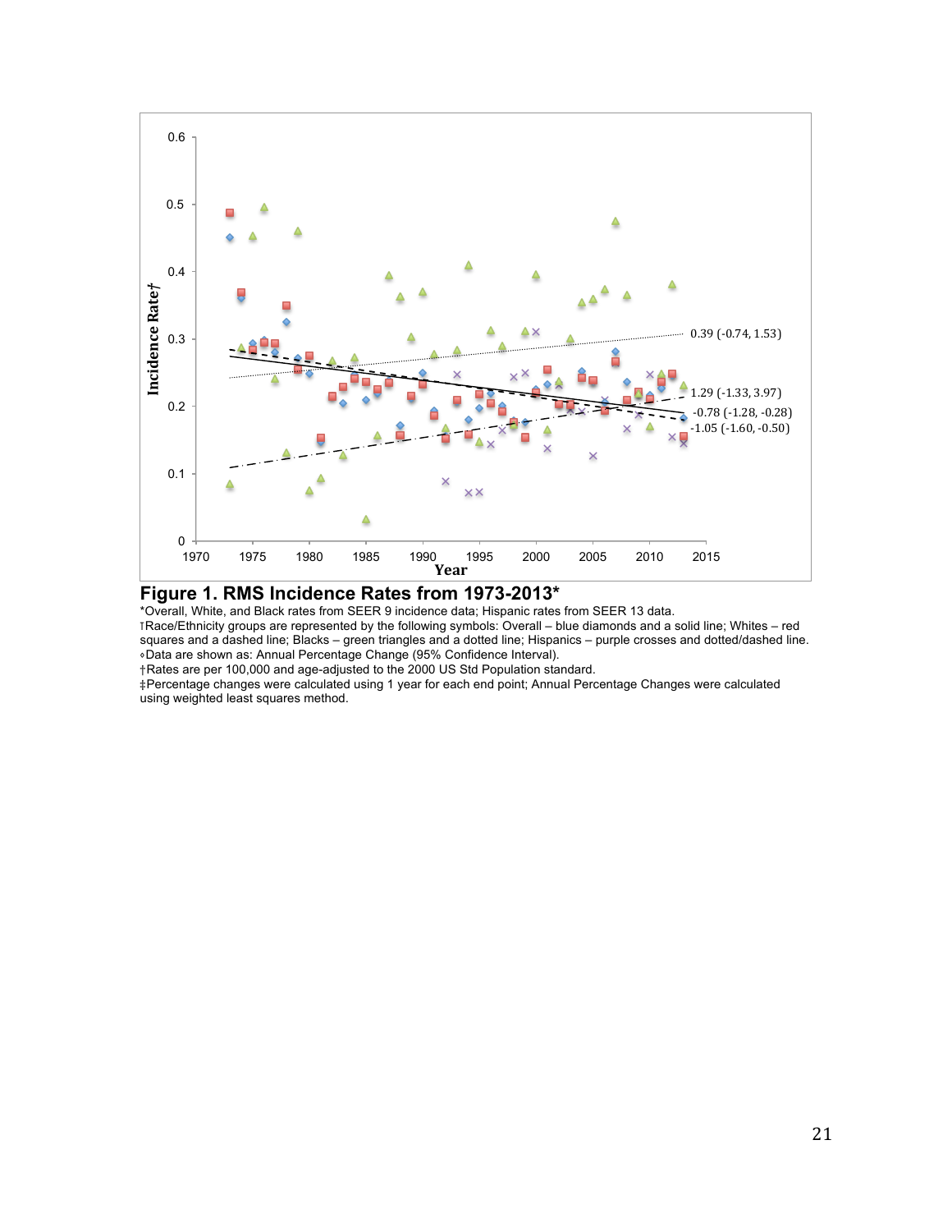**Figure 1. RMS Incidence Rates from 1973-2013***

*Overall, White, and Black rates from SEER 9 incidence data; Hispanic rates from SEER 13 data.

†Race/Ethnicity groups are represented by the following symbols: Overall – blue diamonds and a solid line; Whites – red squares and a dashed line; Blacks – green triangles and a dotted line; Hispanics – purple crosses and dotted/dashed line.

⋄Data are shown as: Annual Percentage Change (95% Confidence Interval).

†Rates are per 100,000 and age-adjusted to the 2000 US Std Population standard.

‡Percentage changes were calculated using 1 year for each end point; Annual Percentage Changes were calculated using weighted least squares method.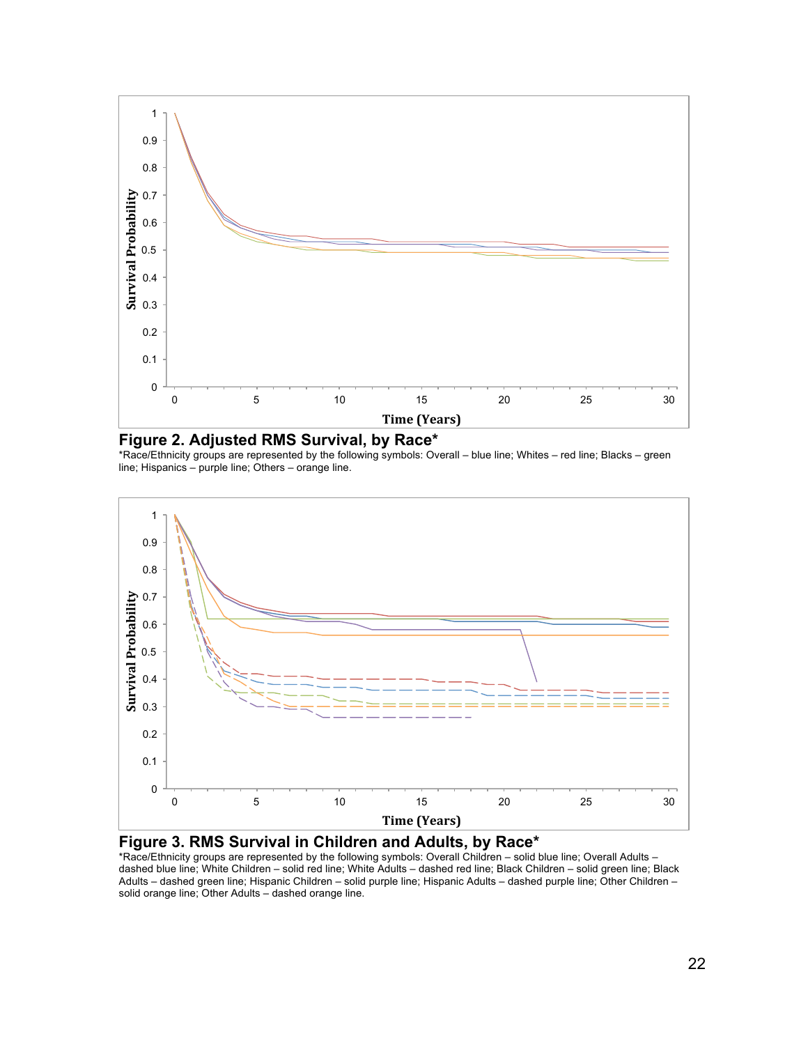**Figure 2. Adjusted RMS Survival, by Race***

*Race/Ethnicity groups are represented by the following symbols: Overall – blue line; Whites – red line; Blacks – green line; Hispanics – purple line; Others – orange line.

**Figure 3. RMS Survival in Children and Adults, by Race***

*Race/Ethnicity groups are represented by the following symbols: Overall Children – solid blue line; Overall Adults – dashed blue line; White Children – solid red line; White Adults – dashed red line; Black Children – solid green line; Black Adults – dashed green line; Hispanic Children – solid purple line; Hispanic Adults – dashed purple line; Other Children – solid orange line; Other Adults – dashed orange line.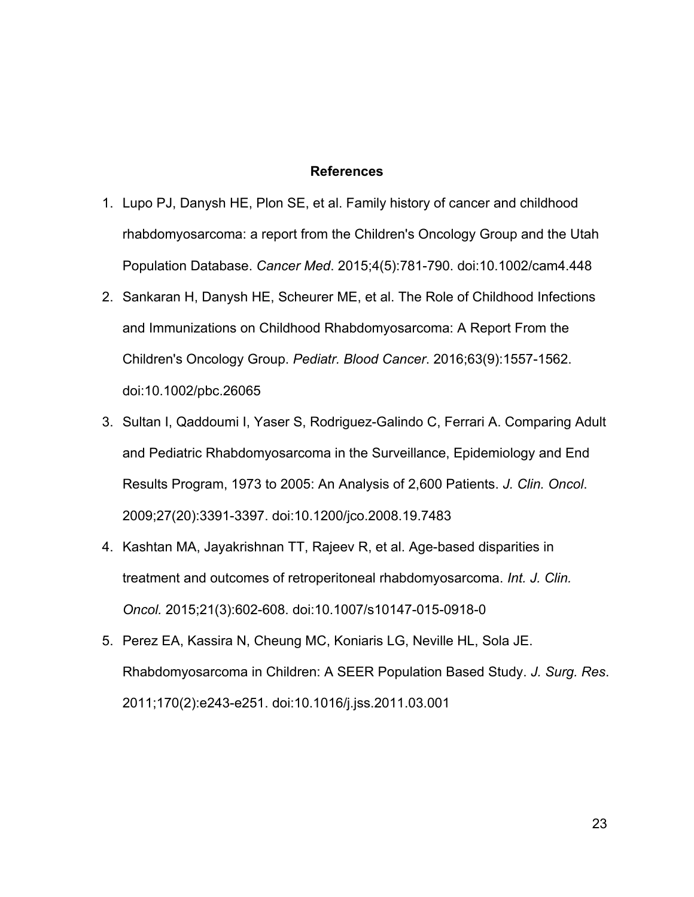## References

1. Lupo PJ, Danysh HE, Plon SE, et al. Family history of cancer and childhood rhabdomyosarcoma: a report from the Children's Oncology Group and the Utah Population Database. *Cancer Med*. 2015;4(5):781-790. doi:10.1002/cam4.448
2. Sankaran H, Danysh HE, Scheurer ME, et al. The Role of Childhood Infections and Immunizations on Childhood Rhabdomyosarcoma: A Report From the Children's Oncology Group. *Pediatr. Blood Cancer*. 2016;63(9):1557-1562. doi:10.1002/pbc.26065
3. Sultan I, Qaddoumi I, Yaser S, Rodriguez-Galindo C, Ferrari A. Comparing Adult and Pediatric Rhabdomyosarcoma in the Surveillance, Epidemiology and End Results Program, 1973 to 2005: An Analysis of 2,600 Patients. *J. Clin. Oncol*. 2009;27(20):3391-3397. doi:10.1200/jco.2008.19.7483
4. Kashtan MA, Jayakrishnan TT, Rajeev R, et al. Age-based disparities in treatment and outcomes of retroperitoneal rhabdomyosarcoma. *Int. J. Clin. Oncol.* 2015;21(3):602-608. doi:10.1007/s10147-015-0918-0
5. Perez EA, Kassira N, Cheung MC, Koniaris LG, Neville HL, Sola JE. Rhabdomyosarcoma in Children: A SEER Population Based Study. *J. Surg. Res*. 2011;170(2):e243-e251. doi:10.1016/j.jss.2011.03.001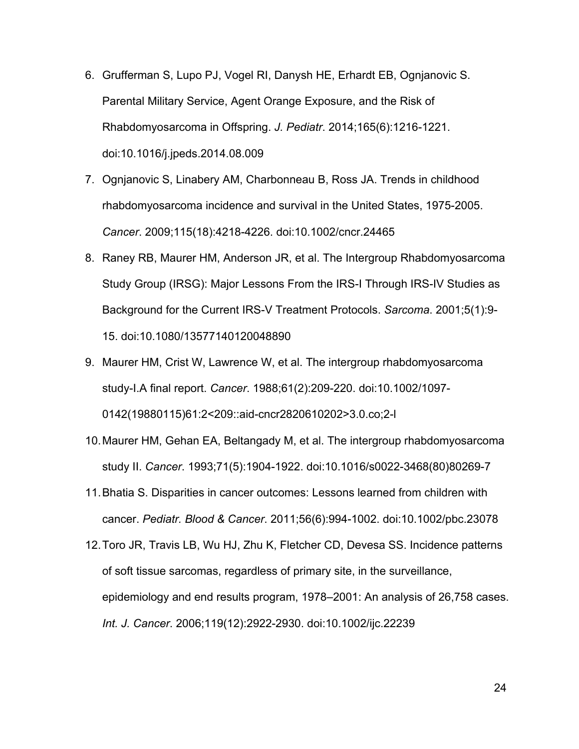6. Grufferman S, Lupo PJ, Vogel RI, Danysh HE, Erhardt EB, Ognjanovic S. Parental Military Service, Agent Orange Exposure, and the Risk of Rhabdomyosarcoma in Offspring. *J. Pediatr*. 2014;165(6):1216-1221. doi:10.1016/j.jpeds.2014.08.009
7. Ognjanovic S, Linabery AM, Charbonneau B, Ross JA. Trends in childhood rhabdomyosarcoma incidence and survival in the United States, 1975-2005. *Cancer*. 2009;115(18):4218-4226. doi:10.1002/cncr.24465
8. Raney RB, Maurer HM, Anderson JR, et al. The Intergroup Rhabdomyosarcoma Study Group (IRSG): Major Lessons From the IRS-I Through IRS-IV Studies as Background for the Current IRS-V Treatment Protocols. *Sarcoma*. 2001;5(1):9-15. doi:10.1080/13577140120048890
9. Maurer HM, Crist W, Lawrence W, et al. The intergroup rhabdomyosarcoma study-I.A final report. *Cancer*. 1988;61(2):209-220. doi:10.1002/1097-0142(19880115)61:2<209::aid-cncr2820610202>3.0.co;2-l
10. Maurer HM, Gehan EA, Beltangady M, et al. The intergroup rhabdomyosarcoma study II. *Cancer*. 1993;71(5):1904-1922. doi:10.1016/s0022-3468(80)80269-7
11. Bhatia S. Disparities in cancer outcomes: Lessons learned from children with cancer. *Pediatr. Blood & Cancer*. 2011;56(6):994-1002. doi:10.1002/pbc.23078
12. Toro JR, Travis LB, Wu HJ, Zhu K, Fletcher CD, Devesa SS. Incidence patterns of soft tissue sarcomas, regardless of primary site, in the surveillance, epidemiology and end results program, 1978–2001: An analysis of 26,758 cases. *Int. J. Cancer*. 2006;119(12):2922-2930. doi:10.1002/ijc.22239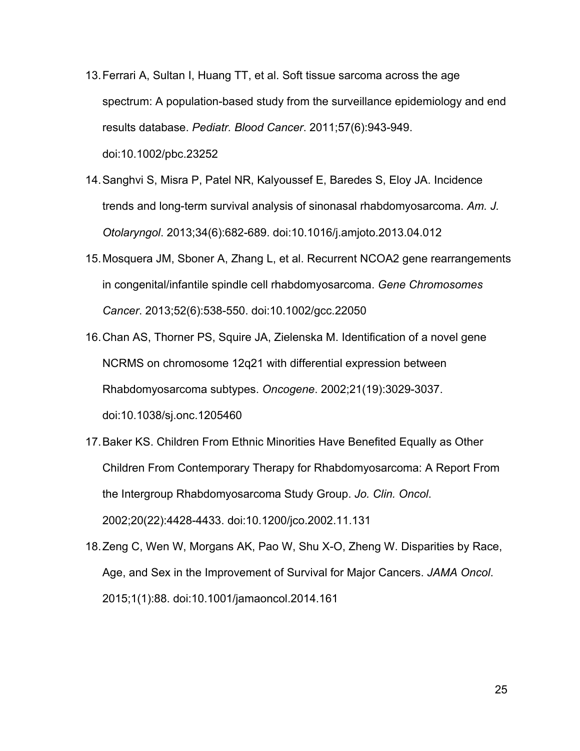13. Ferrari A, Sultan I, Huang TT, et al. Soft tissue sarcoma across the age spectrum: A population-based study from the surveillance epidemiology and end results database. *Pediatr. Blood Cancer*. 2011;57(6):943-949. doi:10.1002/pbc.23252
14. Sanghvi S, Misra P, Patel NR, Kalyoussef E, Baredes S, Eloy JA. Incidence trends and long-term survival analysis of sinonasal rhabdomyosarcoma. *Am. J. Otolaryngol*. 2013;34(6):682-689. doi:10.1016/j.amjoto.2013.04.012
15. Mosquera JM, Sboner A, Zhang L, et al. Recurrent NCOA2 gene rearrangements in congenital/infantile spindle cell rhabdomyosarcoma. *Gene Chromosomes Cancer*. 2013;52(6):538-550. doi:10.1002/gcc.22050
16. Chan AS, Thorner PS, Squire JA, Zielenska M. Identification of a novel gene NCRMS on chromosome 12q21 with differential expression between Rhabdomyosarcoma subtypes. *Oncogene*. 2002;21(19):3029-3037. doi:10.1038/sj.onc.1205460
17. Baker KS. Children From Ethnic Minorities Have Benefited Equally as Other Children From Contemporary Therapy for Rhabdomyosarcoma: A Report From the Intergroup Rhabdomyosarcoma Study Group. *Jo. Clin. Oncol*. 2002;20(22):4428-4433. doi:10.1200/jco.2002.11.131
18. Zeng C, Wen W, Morgans AK, Pao W, Shu X-O, Zheng W. Disparities by Race, Age, and Sex in the Improvement of Survival for Major Cancers. *JAMA Oncol*. 2015;1(1):88. doi:10.1001/jamaoncol.2014.161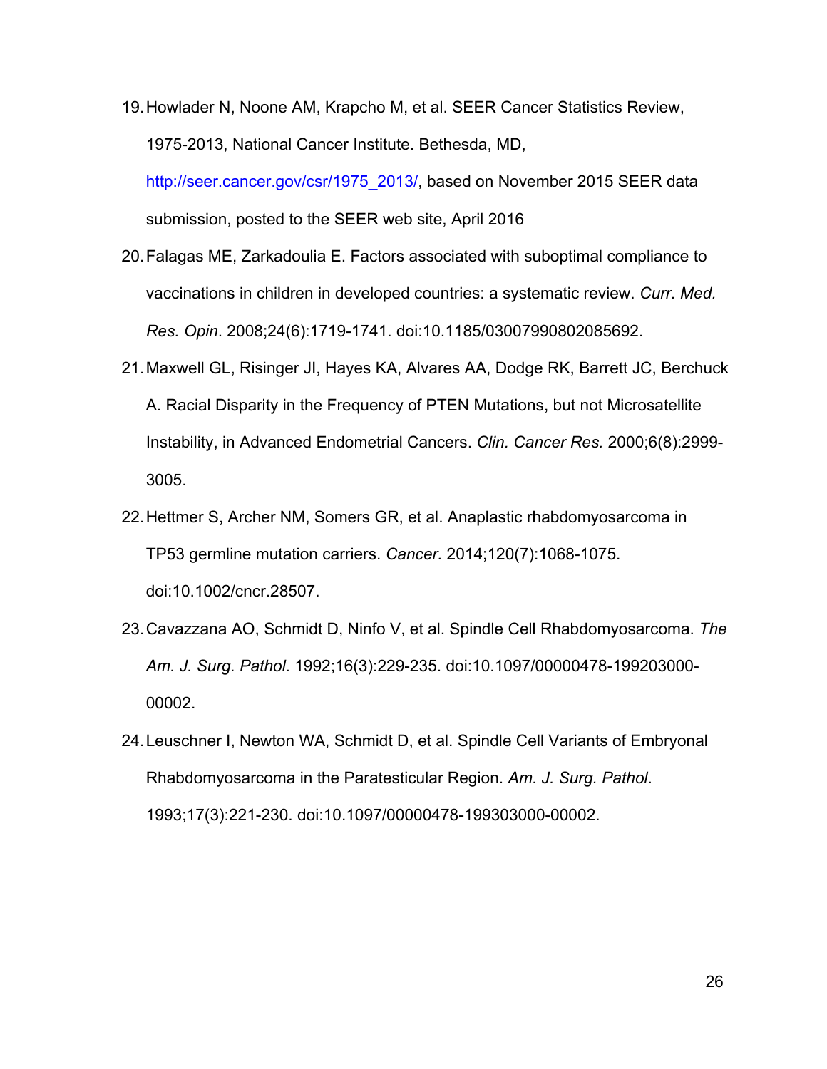19. Howlader N, Noone AM, Krapcho M, et al. SEER Cancer Statistics Review, 1975-2013, National Cancer Institute. Bethesda, MD, http://seer.cancer.gov/csr/1975_2013/, based on November 2015 SEER data submission, posted to the SEER web site, April 2016

20. Falagas ME, Zarkadoulia E. Factors associated with suboptimal compliance to vaccinations in children in developed countries: a systematic review. *Curr. Med. Res. Opin*. 2008;24(6):1719-1741. doi:10.1185/03007990802085692.

21. Maxwell GL, Risinger JI, Hayes KA, Alvares AA, Dodge RK, Barrett JC, Berchuck A. Racial Disparity in the Frequency of PTEN Mutations, but not Microsatellite Instability, in Advanced Endometrial Cancers. *Clin. Cancer Res.* 2000;6(8):2999-3005.

22. Hettmer S, Archer NM, Somers GR, et al. Anaplastic rhabdomyosarcoma in TP53 germline mutation carriers. *Cancer.* 2014;120(7):1068-1075. doi:10.1002/cncr.28507.

23. Cavazzana AO, Schmidt D, Ninfo V, et al. Spindle Cell Rhabdomyosarcoma. *The Am. J. Surg. Pathol*. 1992;16(3):229-235. doi:10.1097/00000478-199203000-00002.

24. Leuschner I, Newton WA, Schmidt D, et al. Spindle Cell Variants of Embryonal Rhabdomyosarcoma in the Paratesticular Region. *Am. J. Surg. Pathol*. 1993;17(3):221-230. doi:10.1097/00000478-199303000-00002.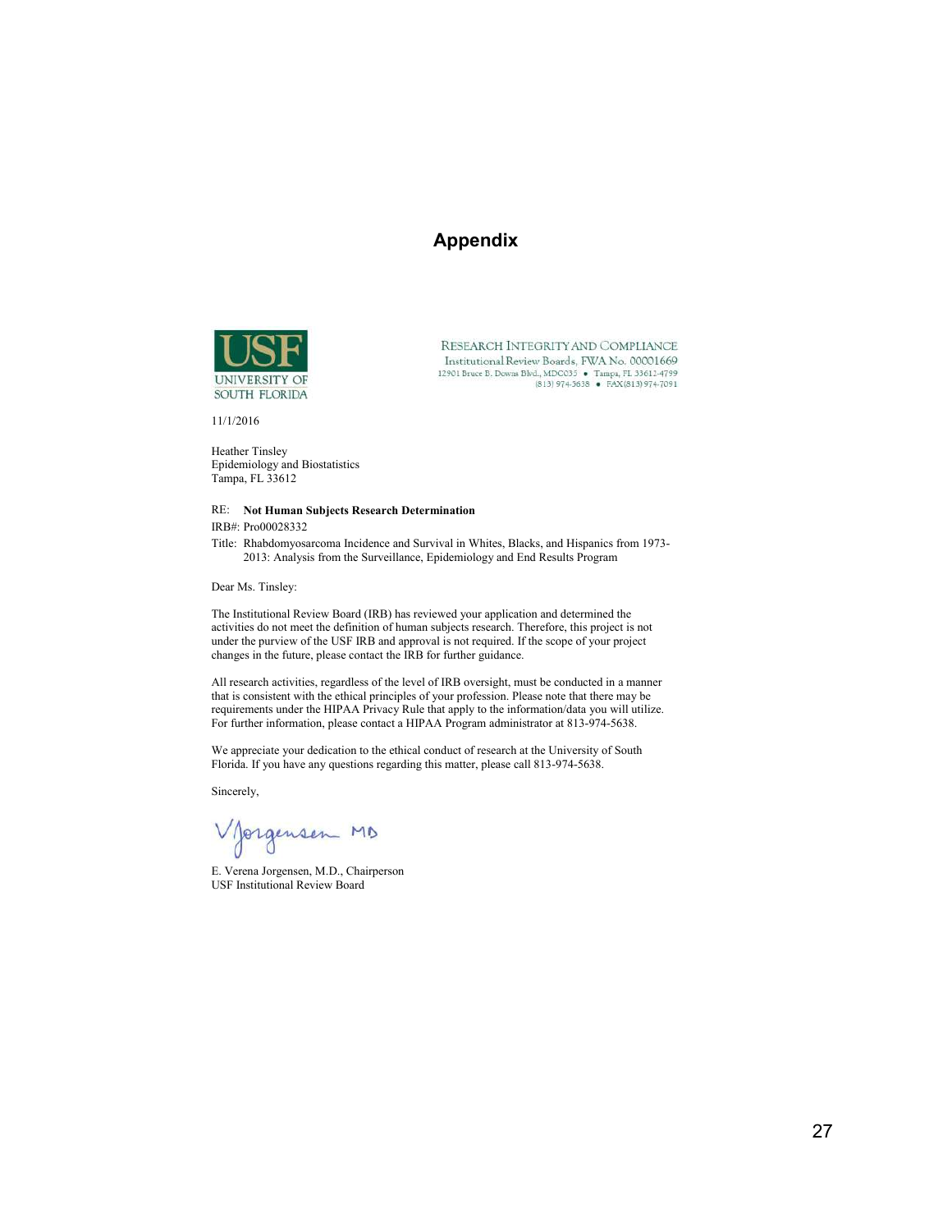# Appendix

USF
UNIVERSITY OF
SOUTH FLORIDA

RESEARCH INTEGRITY AND COMPLIANCE
Institutional Review Boards, FWA No. 00001669
12901 Bruce B. Downs Blvd., MDC035 • Tampa, FL 33612-4799
(813) 974-5638 • FAX(813) 974-7091

11/1/2016

Heather Tinsley
Epidemiology and Biostatistics
Tampa, FL 33612

RE: **Not Human Subjects Research Determination**

IRB#: Pro00028332

Title: Rhabdomyosarcoma Incidence and Survival in Whites, Blacks, and Hispanics from 1973-2013: Analysis from the Surveillance, Epidemiology and End Results Program

Dear Ms. Tinsley:

The Institutional Review Board (IRB) has reviewed your application and determined the activities do not meet the definition of human subjects research. Therefore, this project is not under the purview of the USF IRB and approval is not required. If the scope of your project changes in the future, please contact the IRB for further guidance.

All research activities, regardless of the level of IRB oversight, must be conducted in a manner that is consistent with the ethical principles of your profession. Please note that there may be requirements under the HIPAA Privacy Rule that apply to the information/data you will utilize. For further information, please contact a HIPAA Program administrator at 813-974-5638.

We appreciate your dedication to the ethical conduct of research at the University of South Florida. If you have any questions regarding this matter, please call 813-974-5638.

Sincerely,

V Jorgensen MD

E. Verena Jorgensen, M.D., Chairperson
USF Institutional Review Board